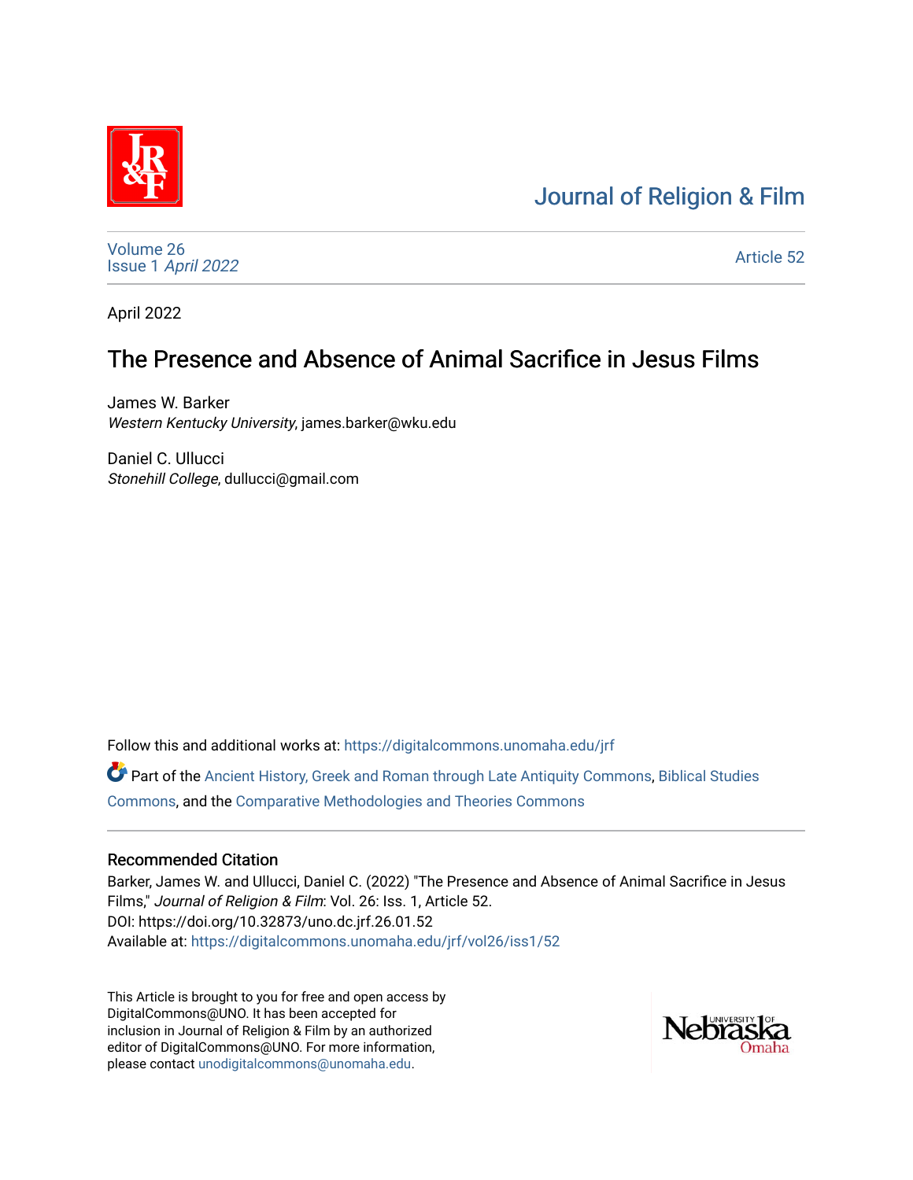Journal of Religion & Film

Volume 26
Issue 1 *April 2022*

Article 52

April 2022

# The Presence and Absence of Animal Sacrifice in Jesus Films

James W. Barker
*Western Kentucky University*, james.barker@wku.edu

Daniel C. Ullucci
*Stonehill College*, dullucci@gmail.com

Follow this and additional works at: https://digitalcommons.unomaha.edu/jrf

Part of the Ancient History, Greek and Roman through Late Antiquity Commons, Biblical Studies Commons, and the Comparative Methodologies and Theories Commons

## Recommended Citation

Barker, James W. and Ullucci, Daniel C. (2022) "The Presence and Absence of Animal Sacrifice in Jesus Films," *Journal of Religion & Film*: Vol. 26: Iss. 1, Article 52.
DOI: https://doi.org/10.32873/uno.dc.jrf.26.01.52
Available at: https://digitalcommons.unomaha.edu/jrf/vol26/iss1/52

This Article is brought to you for free and open access by DigitalCommons@UNO. It has been accepted for inclusion in Journal of Religion & Film by an authorized editor of DigitalCommons@UNO. For more information, please contact unodigitalcommons@unomaha.edu.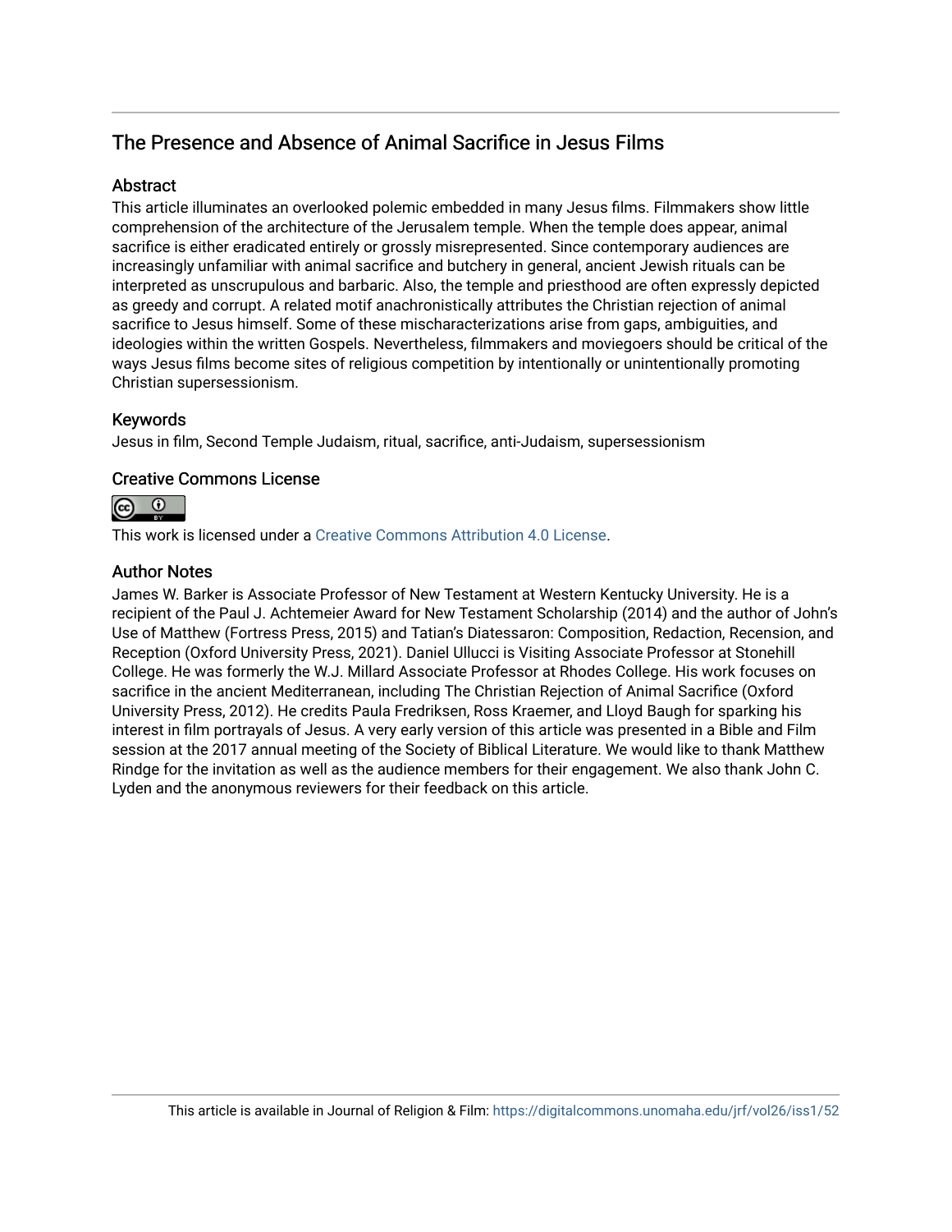# The Presence and Absence of Animal Sacrifice in Jesus Films

## Abstract

This article illuminates an overlooked polemic embedded in many Jesus films. Filmmakers show little comprehension of the architecture of the Jerusalem temple. When the temple does appear, animal sacrifice is either eradicated entirely or grossly misrepresented. Since contemporary audiences are increasingly unfamiliar with animal sacrifice and butchery in general, ancient Jewish rituals can be interpreted as unscrupulous and barbaric. Also, the temple and priesthood are often expressly depicted as greedy and corrupt. A related motif anachronistically attributes the Christian rejection of animal sacrifice to Jesus himself. Some of these mischaracterizations arise from gaps, ambiguities, and ideologies within the written Gospels. Nevertheless, filmmakers and moviegoers should be critical of the ways Jesus films become sites of religious competition by intentionally or unintentionally promoting Christian supersessionism.

## Keywords

Jesus in film, Second Temple Judaism, ritual, sacrifice, anti-Judaism, supersessionism

## Creative Commons License

This work is licensed under a Creative Commons Attribution 4.0 License.

## Author Notes

James W. Barker is Associate Professor of New Testament at Western Kentucky University. He is a recipient of the Paul J. Achtemeier Award for New Testament Scholarship (2014) and the author of John's Use of Matthew (Fortress Press, 2015) and Tatian's Diatessaron: Composition, Redaction, Recension, and Reception (Oxford University Press, 2021). Daniel Ullucci is Visiting Associate Professor at Stonehill College. He was formerly the W.J. Millard Associate Professor at Rhodes College. His work focuses on sacrifice in the ancient Mediterranean, including The Christian Rejection of Animal Sacrifice (Oxford University Press, 2012). He credits Paula Fredriksen, Ross Kraemer, and Lloyd Baugh for sparking his interest in film portrayals of Jesus. A very early version of this article was presented in a Bible and Film session at the 2017 annual meeting of the Society of Biblical Literature. We would like to thank Matthew Rindge for the invitation as well as the audience members for their engagement. We also thank John C. Lyden and the anonymous reviewers for their feedback on this article.

This article is available in Journal of Religion & Film: https://digitalcommons.unomaha.edu/jrf/vol26/iss1/52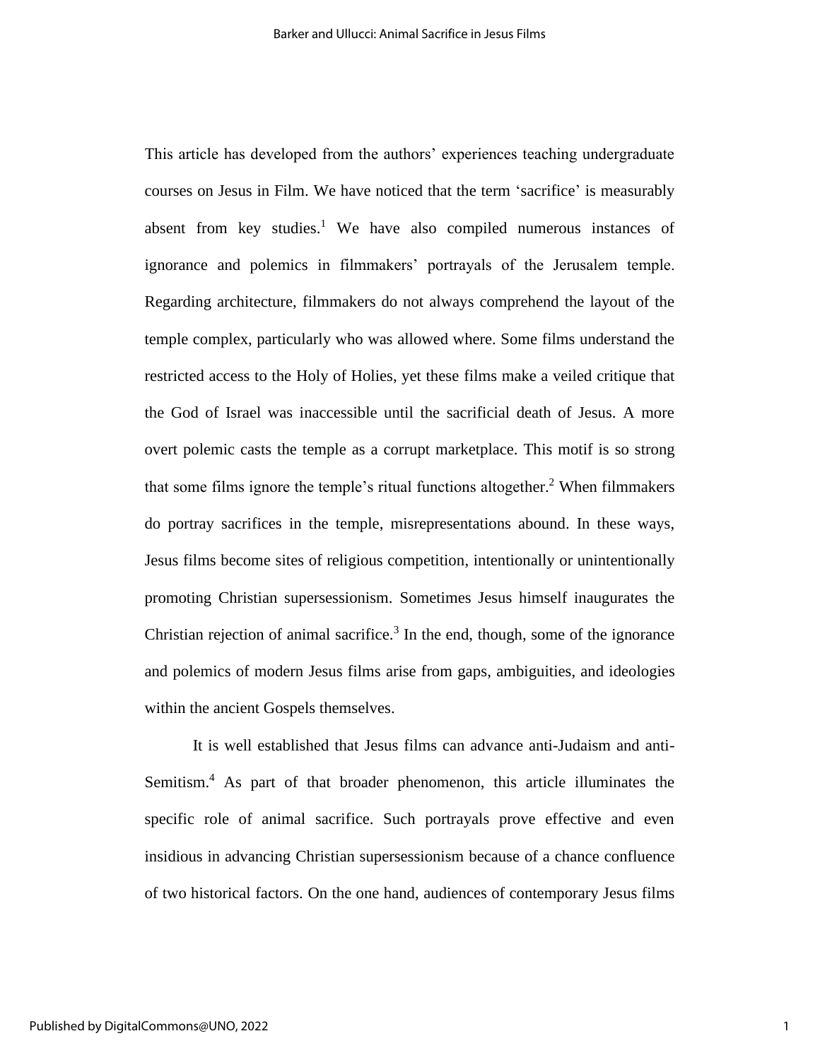This article has developed from the authors' experiences teaching undergraduate courses on Jesus in Film. We have noticed that the term 'sacrifice' is measurably absent from key studies.[1] We have also compiled numerous instances of ignorance and polemics in filmmakers' portrayals of the Jerusalem temple. Regarding architecture, filmmakers do not always comprehend the layout of the temple complex, particularly who was allowed where. Some films understand the restricted access to the Holy of Holies, yet these films make a veiled critique that the God of Israel was inaccessible until the sacrificial death of Jesus. A more overt polemic casts the temple as a corrupt marketplace. This motif is so strong that some films ignore the temple's ritual functions altogether.[2] When filmmakers do portray sacrifices in the temple, misrepresentations abound. In these ways, Jesus films become sites of religious competition, intentionally or unintentionally promoting Christian supersessionism. Sometimes Jesus himself inaugurates the Christian rejection of animal sacrifice.[3] In the end, though, some of the ignorance and polemics of modern Jesus films arise from gaps, ambiguities, and ideologies within the ancient Gospels themselves.

It is well established that Jesus films can advance anti-Judaism and anti-Semitism.[4] As part of that broader phenomenon, this article illuminates the specific role of animal sacrifice. Such portrayals prove effective and even insidious in advancing Christian supersessionism because of a chance confluence of two historical factors. On the one hand, audiences of contemporary Jesus films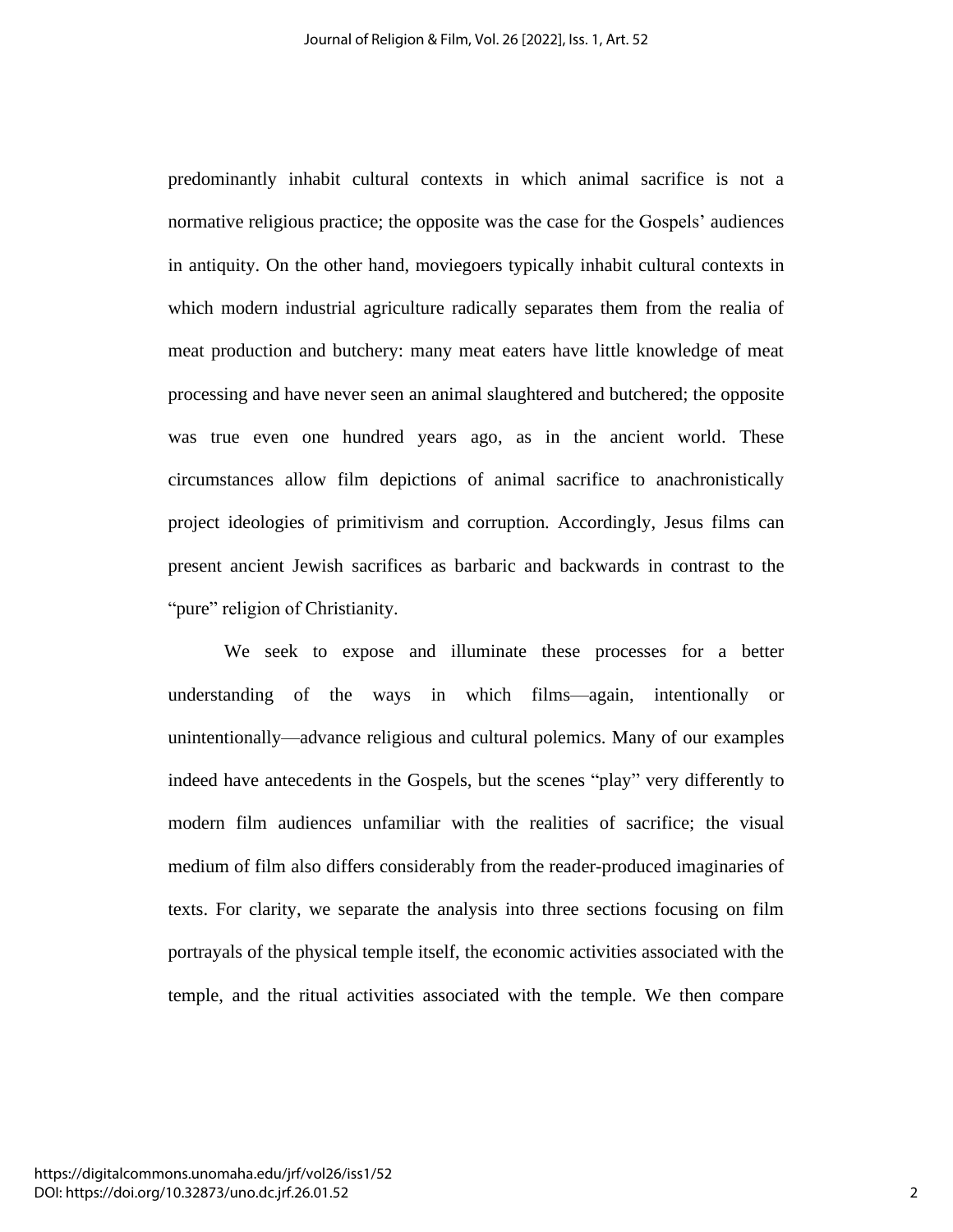predominantly inhabit cultural contexts in which animal sacrifice is not a normative religious practice; the opposite was the case for the Gospels' audiences in antiquity. On the other hand, moviegoers typically inhabit cultural contexts in which modern industrial agriculture radically separates them from the realia of meat production and butchery: many meat eaters have little knowledge of meat processing and have never seen an animal slaughtered and butchered; the opposite was true even one hundred years ago, as in the ancient world. These circumstances allow film depictions of animal sacrifice to anachronistically project ideologies of primitivism and corruption. Accordingly, Jesus films can present ancient Jewish sacrifices as barbaric and backwards in contrast to the "pure" religion of Christianity.

We seek to expose and illuminate these processes for a better understanding of the ways in which films—again, intentionally or unintentionally—advance religious and cultural polemics. Many of our examples indeed have antecedents in the Gospels, but the scenes "play" very differently to modern film audiences unfamiliar with the realities of sacrifice; the visual medium of film also differs considerably from the reader-produced imaginaries of texts. For clarity, we separate the analysis into three sections focusing on film portrayals of the physical temple itself, the economic activities associated with the temple, and the ritual activities associated with the temple. We then compare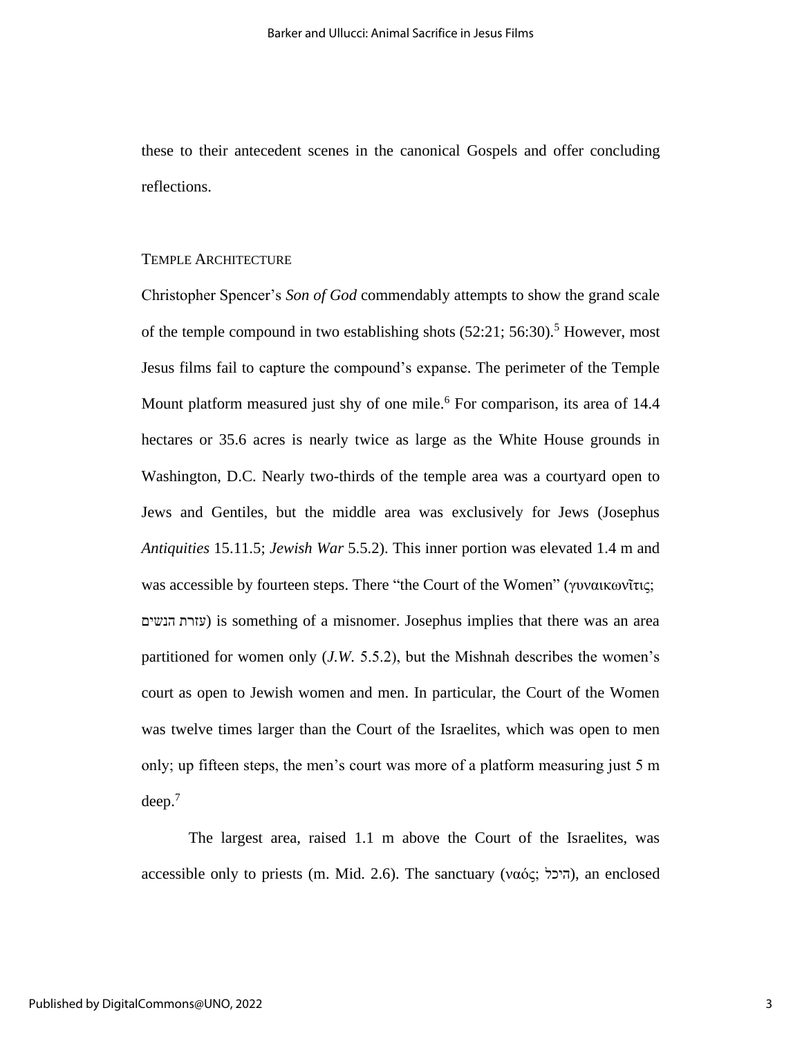these to their antecedent scenes in the canonical Gospels and offer concluding reflections.

## Temple Architecture

Christopher Spencer's *Son of God* commendably attempts to show the grand scale of the temple compound in two establishing shots (52:21; 56:30).[5] However, most Jesus films fail to capture the compound's expanse. The perimeter of the Temple Mount platform measured just shy of one mile.[6] For comparison, its area of 14.4 hectares or 35.6 acres is nearly twice as large as the White House grounds in Washington, D.C. Nearly two-thirds of the temple area was a courtyard open to Jews and Gentiles, but the middle area was exclusively for Jews (Josephus *Antiquities* 15.11.5; *Jewish War* 5.5.2). This inner portion was elevated 1.4 m and was accessible by fourteen steps. There "the Court of the Women" (γυναικωνῖτις; עזרת הנשים) is something of a misnomer. Josephus implies that there was an area partitioned for women only (*J.W.* 5.5.2), but the Mishnah describes the women's court as open to Jewish women and men. In particular, the Court of the Women was twelve times larger than the Court of the Israelites, which was open to men only; up fifteen steps, the men's court was more of a platform measuring just 5 m deep.[7]

The largest area, raised 1.1 m above the Court of the Israelites, was accessible only to priests (m. Mid. 2.6). The sanctuary (ναός; היכל), an enclosed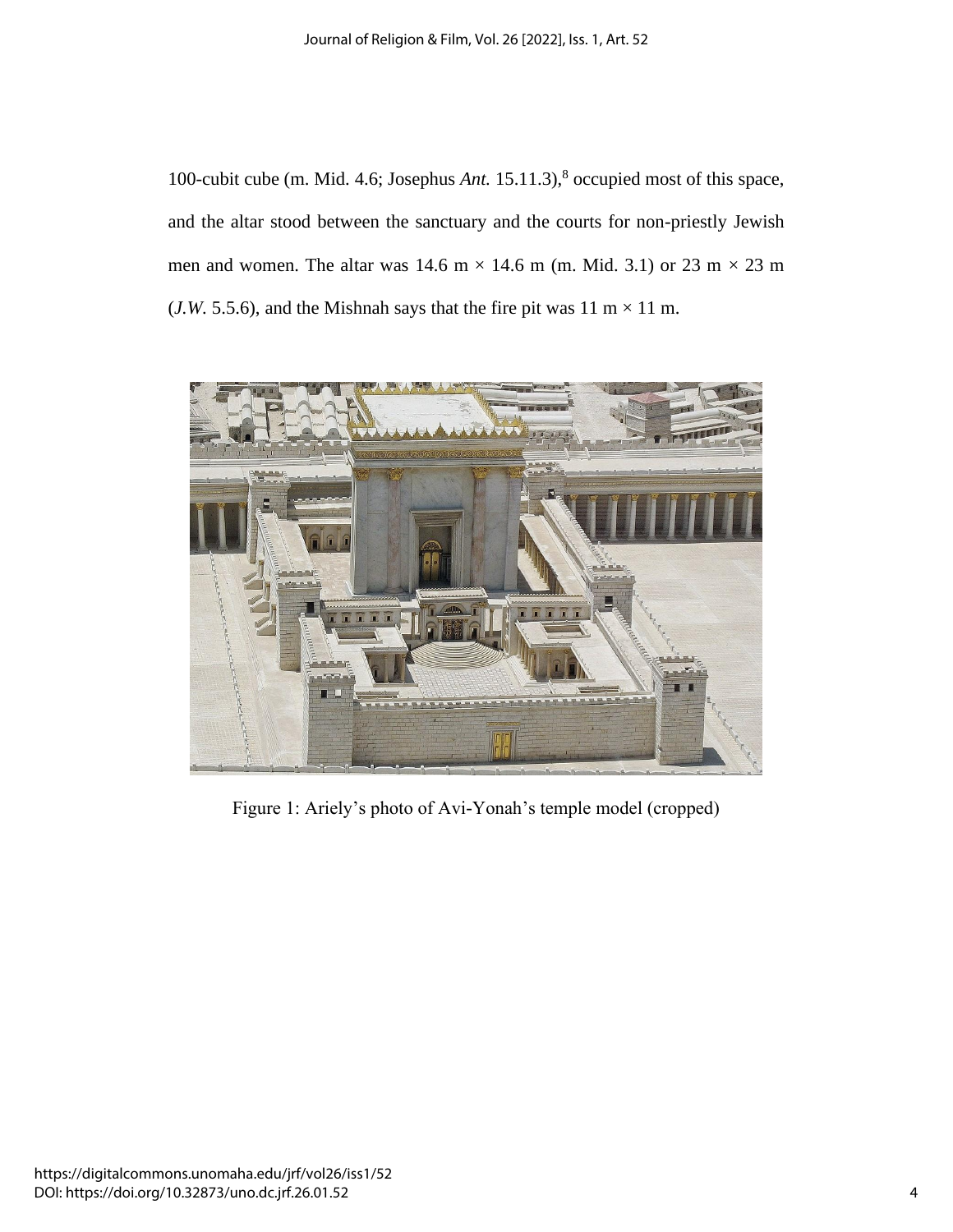100-cubit cube (m. Mid. 4.6; Josephus *Ant.* 15.11.3),[8] occupied most of this space, and the altar stood between the sanctuary and the courts for non-priestly Jewish men and women. The altar was 14.6 m × 14.6 m (m. Mid. 3.1) or 23 m × 23 m (*J.W.* 5.5.6), and the Mishnah says that the fire pit was 11 m × 11 m.

Figure 1: Ariely's photo of Avi-Yonah's temple model (cropped)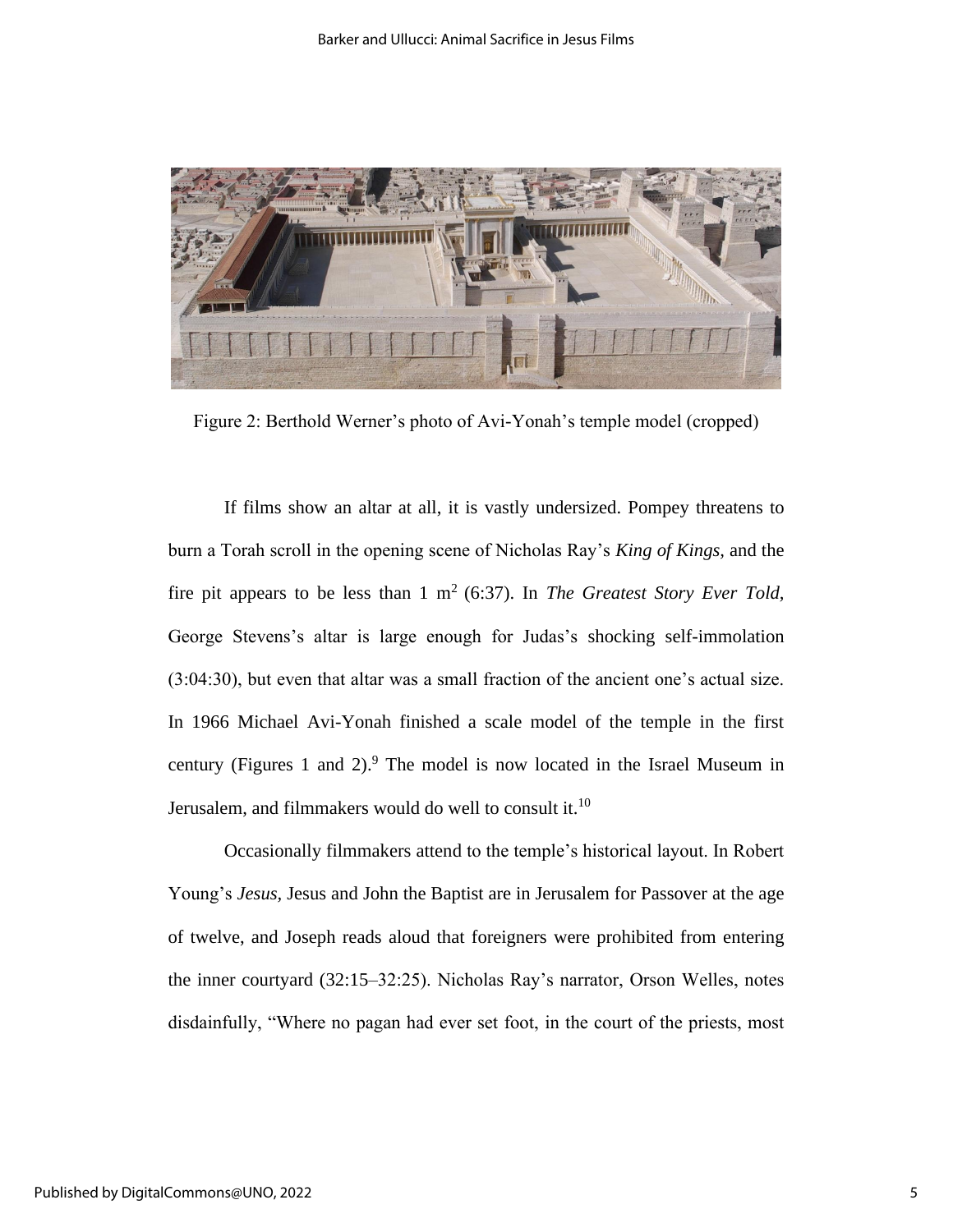Figure 2: Berthold Werner's photo of Avi-Yonah's temple model (cropped)

If films show an altar at all, it is vastly undersized. Pompey threatens to burn a Torah scroll in the opening scene of Nicholas Ray's *King of Kings,* and the fire pit appears to be less than 1 $m^2$ (6:37). In *The Greatest Story Ever Told,* George Stevens's altar is large enough for Judas's shocking self-immolation (3:04:30), but even that altar was a small fraction of the ancient one's actual size. In 1966 Michael Avi-Yonah finished a scale model of the temple in the first century (Figures 1 and 2).[9] The model is now located in the Israel Museum in Jerusalem, and filmmakers would do well to consult it.[10]

Occasionally filmmakers attend to the temple's historical layout. In Robert Young's *Jesus,* Jesus and John the Baptist are in Jerusalem for Passover at the age of twelve, and Joseph reads aloud that foreigners were prohibited from entering the inner courtyard (32:15–32:25). Nicholas Ray's narrator, Orson Welles, notes disdainfully, "Where no pagan had ever set foot, in the court of the priests, most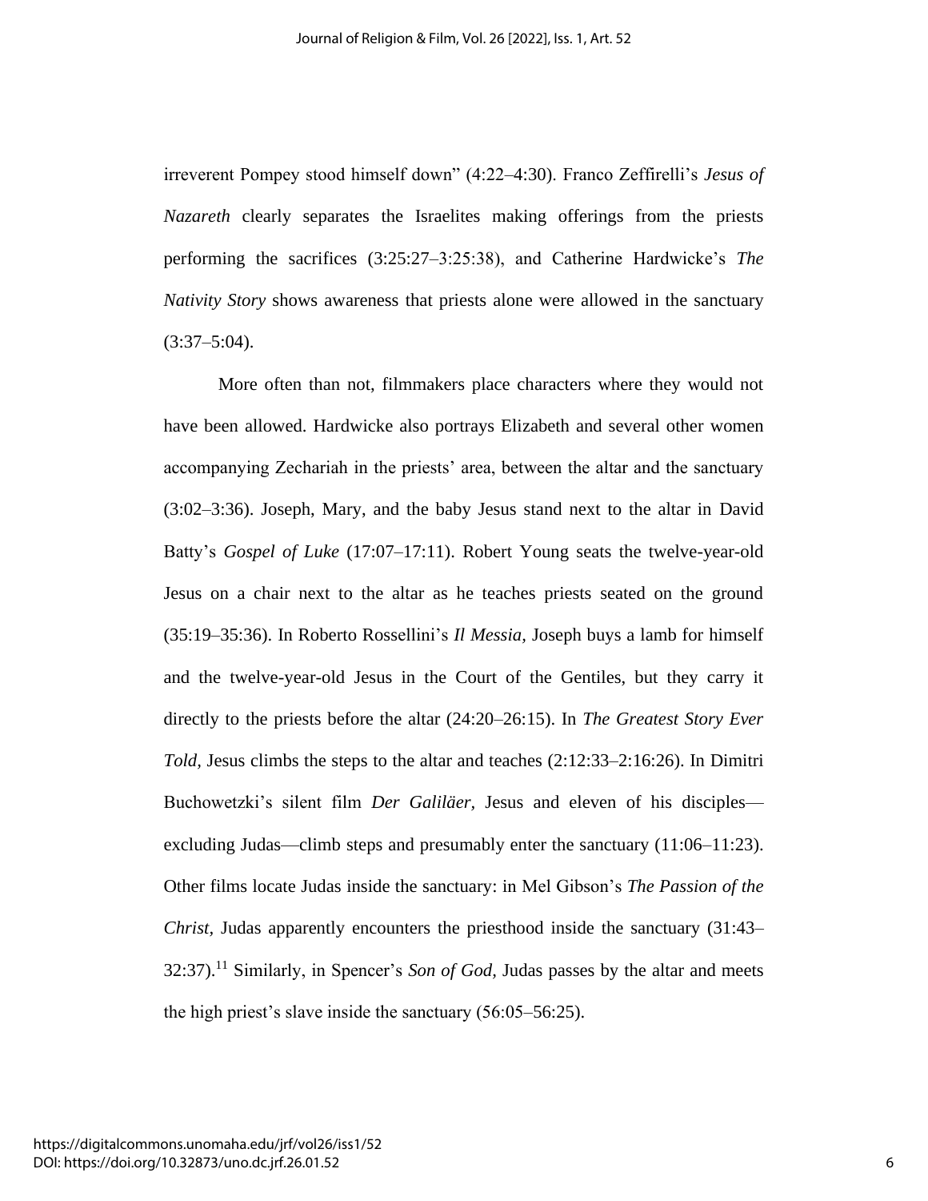irreverent Pompey stood himself down" (4:22–4:30). Franco Zeffirelli's *Jesus of Nazareth* clearly separates the Israelites making offerings from the priests performing the sacrifices (3:25:27–3:25:38), and Catherine Hardwicke's *The Nativity Story* shows awareness that priests alone were allowed in the sanctuary (3:37–5:04).

More often than not, filmmakers place characters where they would not have been allowed. Hardwicke also portrays Elizabeth and several other women accompanying Zechariah in the priests' area, between the altar and the sanctuary (3:02–3:36). Joseph, Mary, and the baby Jesus stand next to the altar in David Batty's *Gospel of Luke* (17:07–17:11). Robert Young seats the twelve-year-old Jesus on a chair next to the altar as he teaches priests seated on the ground (35:19–35:36). In Roberto Rossellini's *Il Messia*, Joseph buys a lamb for himself and the twelve-year-old Jesus in the Court of the Gentiles, but they carry it directly to the priests before the altar (24:20–26:15). In *The Greatest Story Ever Told*, Jesus climbs the steps to the altar and teaches (2:12:33–2:16:26). In Dimitri Buchowetzki's silent film *Der Galiläer*, Jesus and eleven of his disciples—excluding Judas—climb steps and presumably enter the sanctuary (11:06–11:23). Other films locate Judas inside the sanctuary: in Mel Gibson's *The Passion of the Christ*, Judas apparently encounters the priesthood inside the sanctuary (31:43–32:37).[11] Similarly, in Spencer's *Son of God*, Judas passes by the altar and meets the high priest's slave inside the sanctuary (56:05–56:25).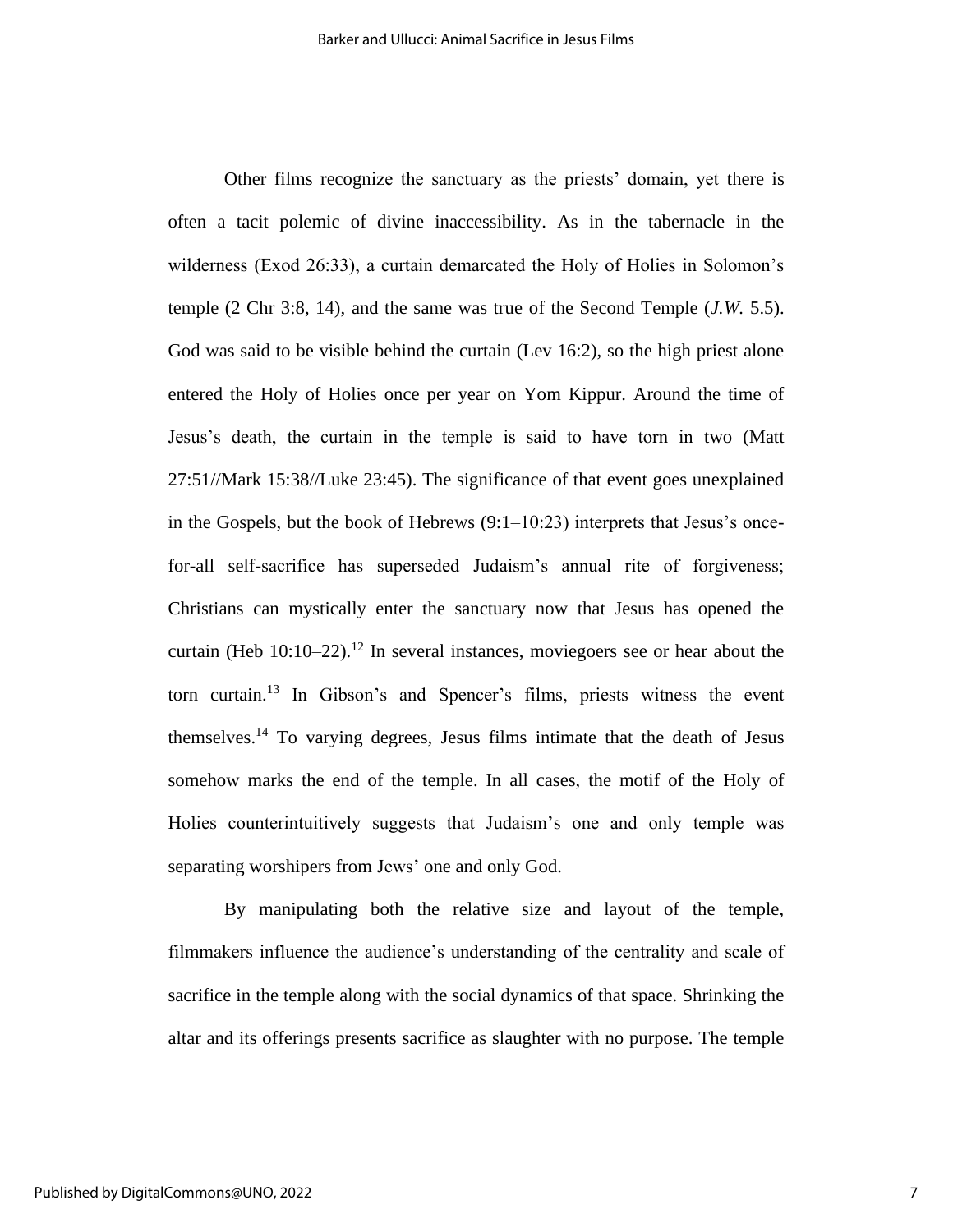Other films recognize the sanctuary as the priests' domain, yet there is often a tacit polemic of divine inaccessibility. As in the tabernacle in the wilderness (Exod 26:33), a curtain demarcated the Holy of Holies in Solomon's temple (2 Chr 3:8, 14), and the same was true of the Second Temple (*J.W.* 5.5). God was said to be visible behind the curtain (Lev 16:2), so the high priest alone entered the Holy of Holies once per year on Yom Kippur. Around the time of Jesus's death, the curtain in the temple is said to have torn in two (Matt 27:51//Mark 15:38//Luke 23:45). The significance of that event goes unexplained in the Gospels, but the book of Hebrews (9:1–10:23) interprets that Jesus's once-for-all self-sacrifice has superseded Judaism's annual rite of forgiveness; Christians can mystically enter the sanctuary now that Jesus has opened the curtain (Heb 10:10–22).[12] In several instances, moviegoers see or hear about the torn curtain.[13] In Gibson's and Spencer's films, priests witness the event themselves.[14] To varying degrees, Jesus films intimate that the death of Jesus somehow marks the end of the temple. In all cases, the motif of the Holy of Holies counterintuitively suggests that Judaism's one and only temple was separating worshipers from Jews' one and only God.

By manipulating both the relative size and layout of the temple, filmmakers influence the audience's understanding of the centrality and scale of sacrifice in the temple along with the social dynamics of that space. Shrinking the altar and its offerings presents sacrifice as slaughter with no purpose. The temple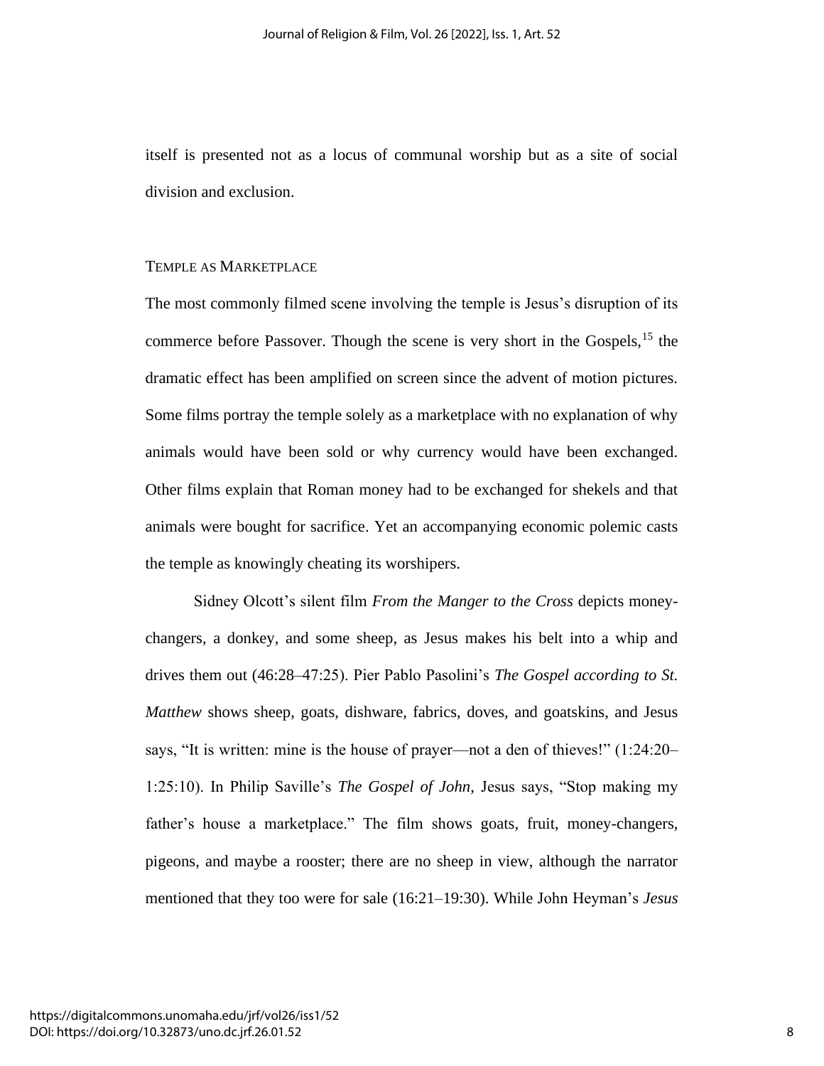itself is presented not as a locus of communal worship but as a site of social division and exclusion.

## Temple as Marketplace

The most commonly filmed scene involving the temple is Jesus's disruption of its commerce before Passover. Though the scene is very short in the Gospels,[15] the dramatic effect has been amplified on screen since the advent of motion pictures. Some films portray the temple solely as a marketplace with no explanation of why animals would have been sold or why currency would have been exchanged. Other films explain that Roman money had to be exchanged for shekels and that animals were bought for sacrifice. Yet an accompanying economic polemic casts the temple as knowingly cheating its worshipers.

Sidney Olcott's silent film *From the Manger to the Cross* depicts money-changers, a donkey, and some sheep, as Jesus makes his belt into a whip and drives them out (46:28–47:25). Pier Pablo Pasolini's *The Gospel according to St. Matthew* shows sheep, goats, dishware, fabrics, doves, and goatskins, and Jesus says, "It is written: mine is the house of prayer—not a den of thieves!" (1:24:20–1:25:10). In Philip Saville's *The Gospel of John,* Jesus says, "Stop making my father's house a marketplace." The film shows goats, fruit, money-changers, pigeons, and maybe a rooster; there are no sheep in view, although the narrator mentioned that they too were for sale (16:21–19:30). While John Heyman's *Jesus*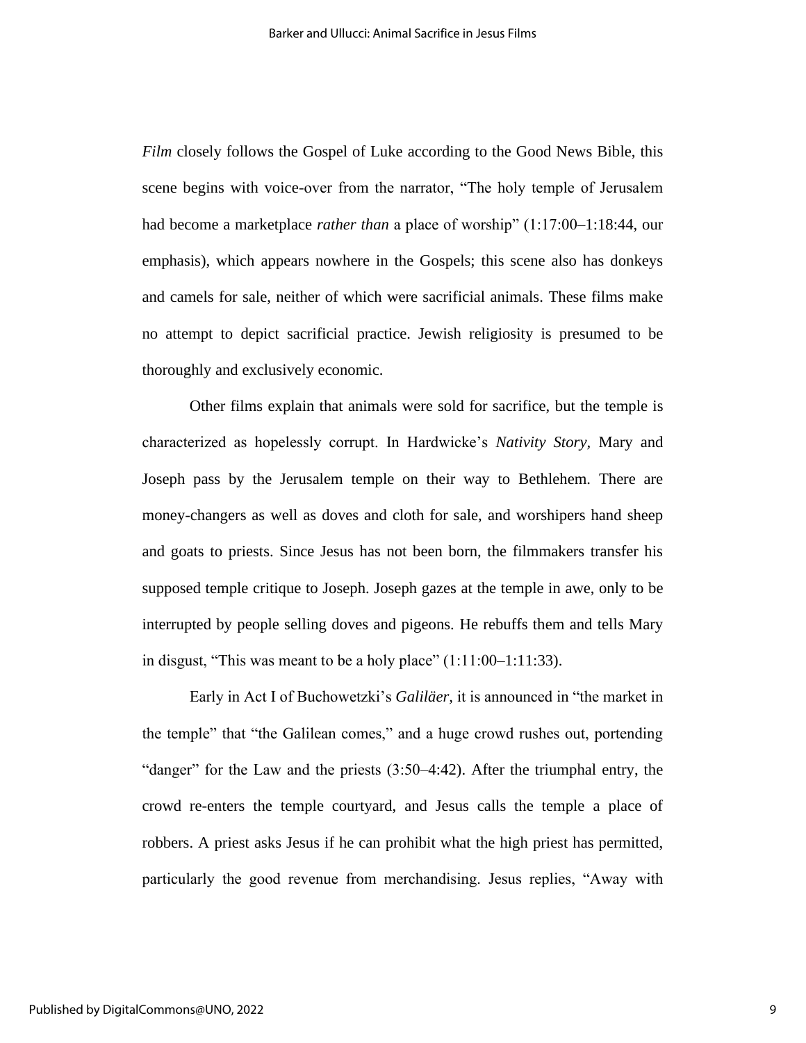*Film* closely follows the Gospel of Luke according to the Good News Bible, this scene begins with voice-over from the narrator, "The holy temple of Jerusalem had become a marketplace *rather than* a place of worship" (1:17:00–1:18:44, our emphasis), which appears nowhere in the Gospels; this scene also has donkeys and camels for sale, neither of which were sacrificial animals. These films make no attempt to depict sacrificial practice. Jewish religiosity is presumed to be thoroughly and exclusively economic.

Other films explain that animals were sold for sacrifice, but the temple is characterized as hopelessly corrupt. In Hardwicke's *Nativity Story,* Mary and Joseph pass by the Jerusalem temple on their way to Bethlehem. There are money-changers as well as doves and cloth for sale, and worshipers hand sheep and goats to priests. Since Jesus has not been born, the filmmakers transfer his supposed temple critique to Joseph. Joseph gazes at the temple in awe, only to be interrupted by people selling doves and pigeons. He rebuffs them and tells Mary in disgust, "This was meant to be a holy place" (1:11:00–1:11:33).

Early in Act I of Buchowetzki's *Galiläer,* it is announced in "the market in the temple" that "the Galilean comes," and a huge crowd rushes out, portending "danger" for the Law and the priests (3:50–4:42). After the triumphal entry, the crowd re-enters the temple courtyard, and Jesus calls the temple a place of robbers. A priest asks Jesus if he can prohibit what the high priest has permitted, particularly the good revenue from merchandising. Jesus replies, "Away with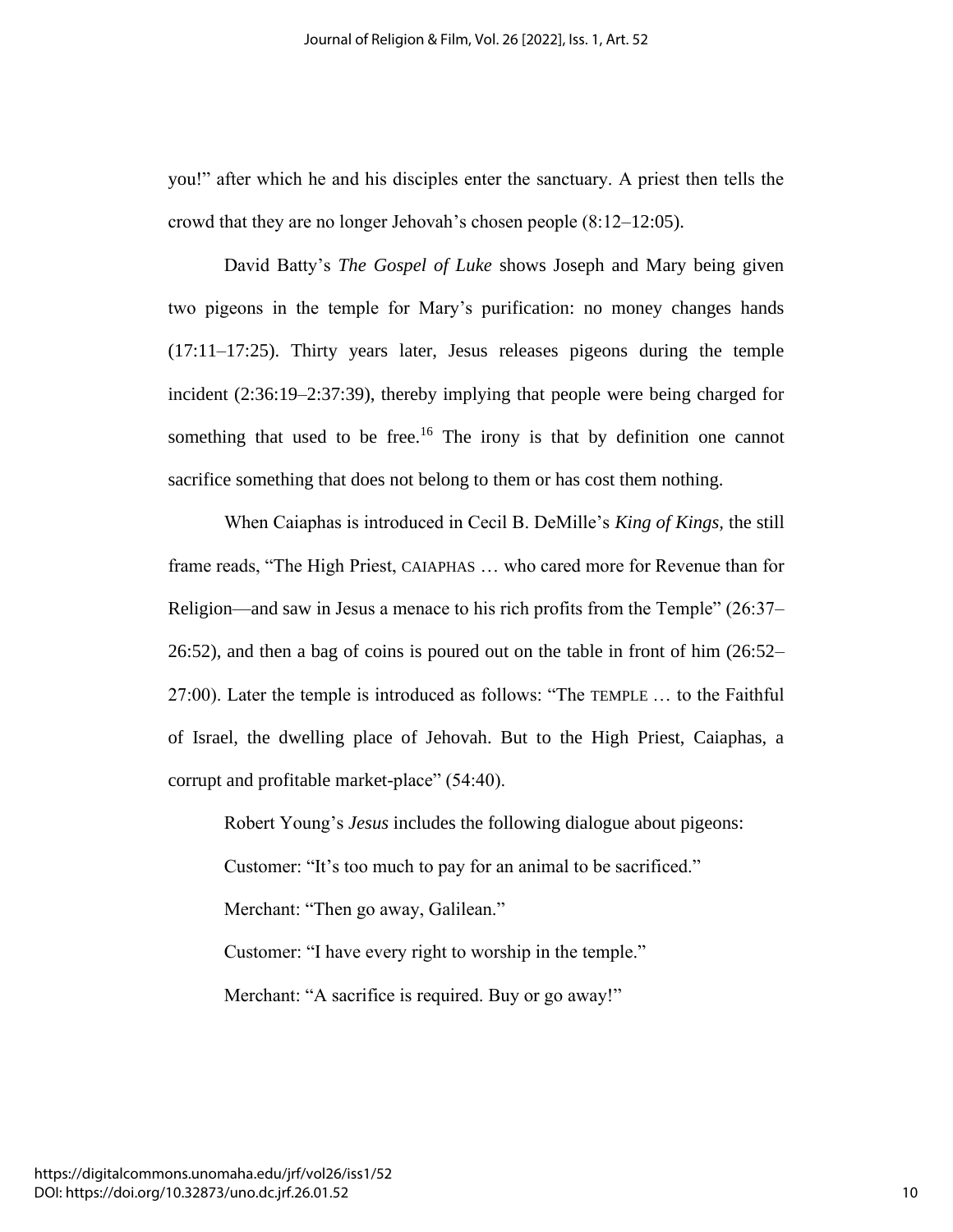you!" after which he and his disciples enter the sanctuary. A priest then tells the crowd that they are no longer Jehovah's chosen people (8:12–12:05).

David Batty's *The Gospel of Luke* shows Joseph and Mary being given two pigeons in the temple for Mary's purification: no money changes hands (17:11–17:25). Thirty years later, Jesus releases pigeons during the temple incident (2:36:19–2:37:39), thereby implying that people were being charged for something that used to be free.[16] The irony is that by definition one cannot sacrifice something that does not belong to them or has cost them nothing.

When Caiaphas is introduced in Cecil B. DeMille's *King of Kings*, the still frame reads, "The High Priest, CAIAPHAS … who cared more for Revenue than for Religion—and saw in Jesus a menace to his rich profits from the Temple" (26:37–26:52), and then a bag of coins is poured out on the table in front of him (26:52–27:00). Later the temple is introduced as follows: "The TEMPLE … to the Faithful of Israel, the dwelling place of Jehovah. But to the High Priest, Caiaphas, a corrupt and profitable market-place" (54:40).

Robert Young's *Jesus* includes the following dialogue about pigeons:

Customer: "It's too much to pay for an animal to be sacrificed."

Merchant: "Then go away, Galilean."

Customer: "I have every right to worship in the temple."

Merchant: "A sacrifice is required. Buy or go away!"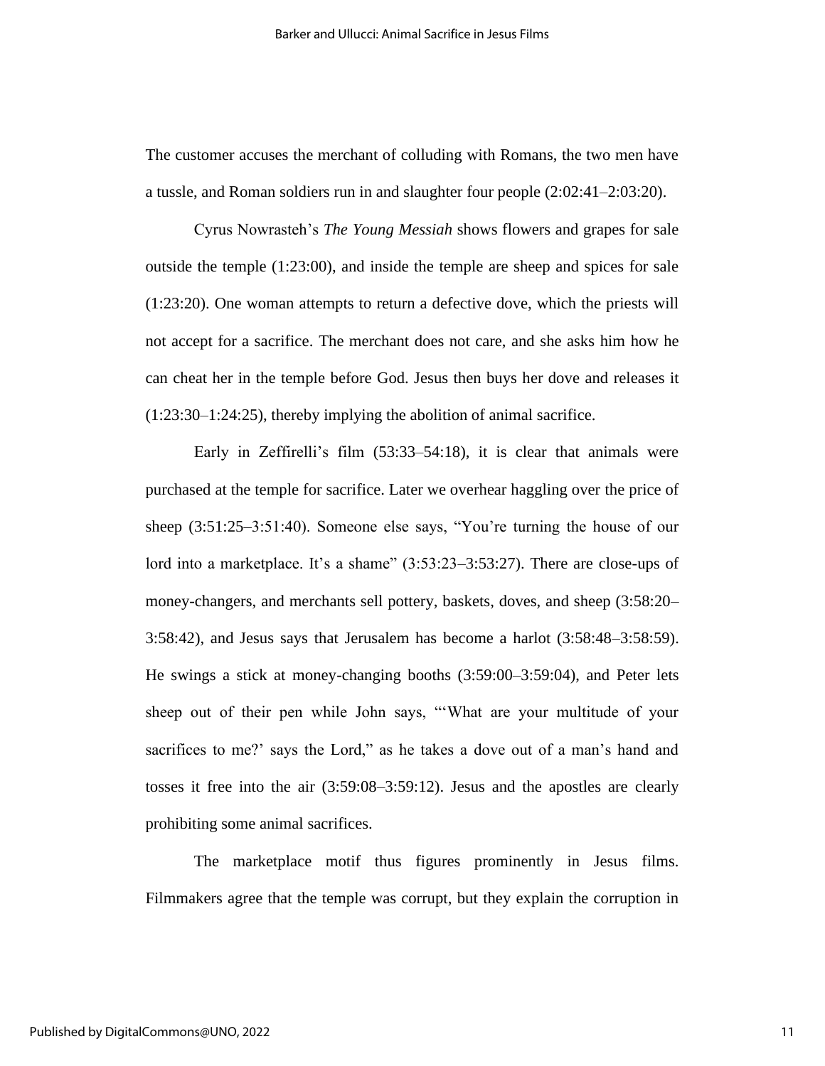The customer accuses the merchant of colluding with Romans, the two men have a tussle, and Roman soldiers run in and slaughter four people (2:02:41–2:03:20).

Cyrus Nowrasteh's *The Young Messiah* shows flowers and grapes for sale outside the temple (1:23:00), and inside the temple are sheep and spices for sale (1:23:20). One woman attempts to return a defective dove, which the priests will not accept for a sacrifice. The merchant does not care, and she asks him how he can cheat her in the temple before God. Jesus then buys her dove and releases it (1:23:30–1:24:25), thereby implying the abolition of animal sacrifice.

Early in Zeffirelli's film (53:33–54:18), it is clear that animals were purchased at the temple for sacrifice. Later we overhear haggling over the price of sheep (3:51:25–3:51:40). Someone else says, "You're turning the house of our lord into a marketplace. It's a shame" (3:53:23–3:53:27). There are close-ups of money-changers, and merchants sell pottery, baskets, doves, and sheep (3:58:20–3:58:42), and Jesus says that Jerusalem has become a harlot (3:58:48–3:58:59). He swings a stick at money-changing booths (3:59:00–3:59:04), and Peter lets sheep out of their pen while John says, "'What are your multitude of your sacrifices to me?' says the Lord," as he takes a dove out of a man's hand and tosses it free into the air (3:59:08–3:59:12). Jesus and the apostles are clearly prohibiting some animal sacrifices.

The marketplace motif thus figures prominently in Jesus films. Filmmakers agree that the temple was corrupt, but they explain the corruption in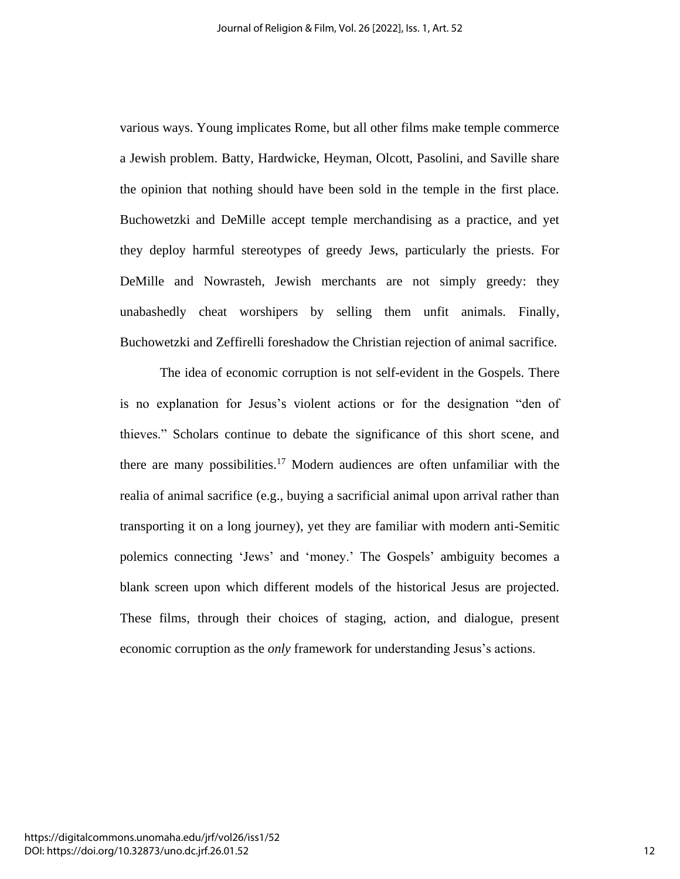various ways. Young implicates Rome, but all other films make temple commerce a Jewish problem. Batty, Hardwicke, Heyman, Olcott, Pasolini, and Saville share the opinion that nothing should have been sold in the temple in the first place. Buchowetzki and DeMille accept temple merchandising as a practice, and yet they deploy harmful stereotypes of greedy Jews, particularly the priests. For DeMille and Nowrasteh, Jewish merchants are not simply greedy: they unabashedly cheat worshipers by selling them unfit animals. Finally, Buchowetzki and Zeffirelli foreshadow the Christian rejection of animal sacrifice.

The idea of economic corruption is not self-evident in the Gospels. There is no explanation for Jesus's violent actions or for the designation "den of thieves." Scholars continue to debate the significance of this short scene, and there are many possibilities.[17] Modern audiences are often unfamiliar with the realia of animal sacrifice (e.g., buying a sacrificial animal upon arrival rather than transporting it on a long journey), yet they are familiar with modern anti-Semitic polemics connecting 'Jews' and 'money.' The Gospels' ambiguity becomes a blank screen upon which different models of the historical Jesus are projected. These films, through their choices of staging, action, and dialogue, present economic corruption as the *only* framework for understanding Jesus's actions.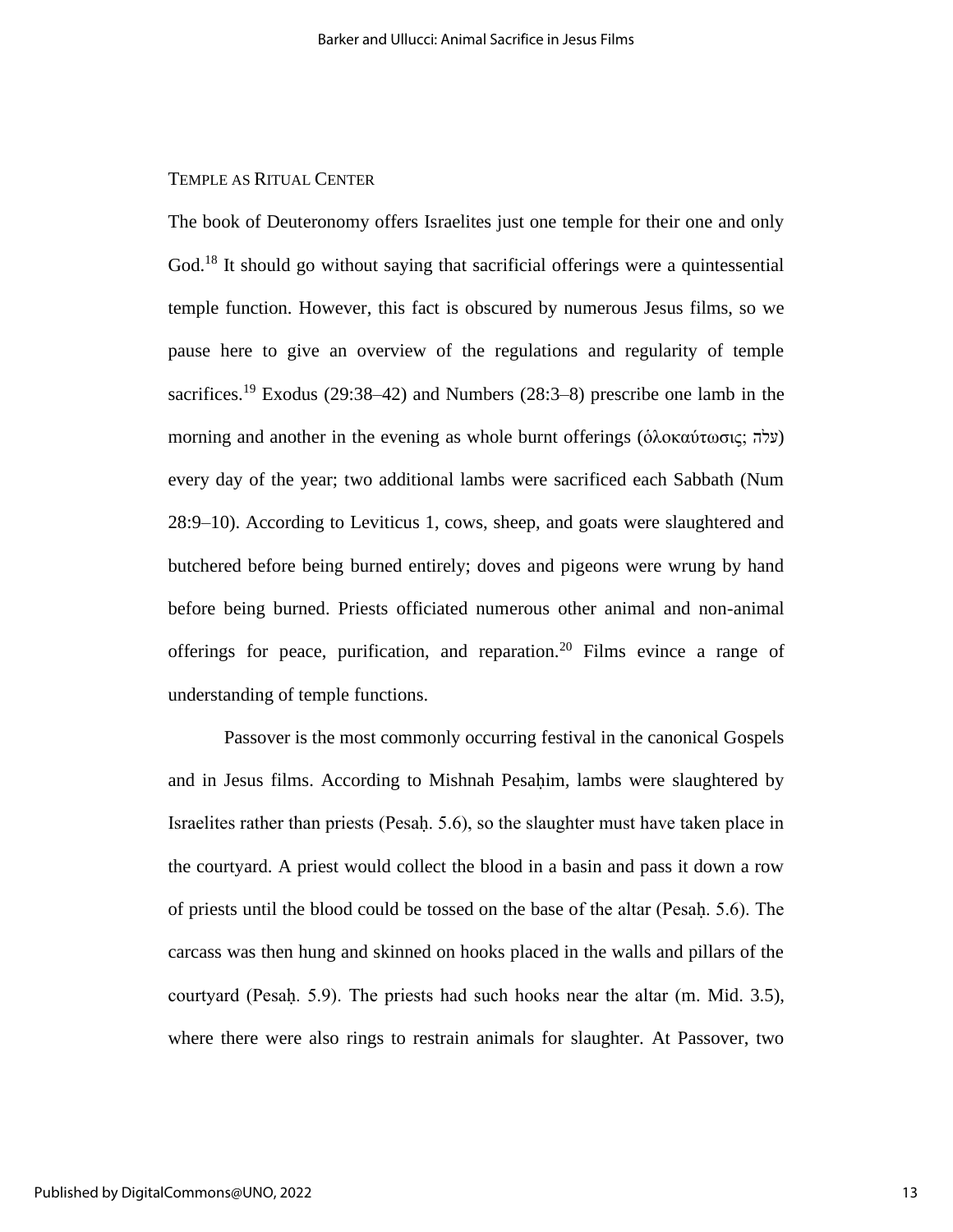## Temple as Ritual Center

The book of Deuteronomy offers Israelites just one temple for their one and only God.[18] It should go without saying that sacrificial offerings were a quintessential temple function. However, this fact is obscured by numerous Jesus films, so we pause here to give an overview of the regulations and regularity of temple sacrifices.[19] Exodus (29:38–42) and Numbers (28:3–8) prescribe one lamb in the morning and another in the evening as whole burnt offerings (ὁλοκαύτωσις; עֹלָה) every day of the year; two additional lambs were sacrificed each Sabbath (Num 28:9–10). According to Leviticus 1, cows, sheep, and goats were slaughtered and butchered before being burned entirely; doves and pigeons were wrung by hand before being burned. Priests officiated numerous other animal and non-animal offerings for peace, purification, and reparation.[20] Films evince a range of understanding of temple functions.

Passover is the most commonly occurring festival in the canonical Gospels and in Jesus films. According to Mishnah Pesaḥim, lambs were slaughtered by Israelites rather than priests (Pesaḥ. 5.6), so the slaughter must have taken place in the courtyard. A priest would collect the blood in a basin and pass it down a row of priests until the blood could be tossed on the base of the altar (Pesaḥ. 5.6). The carcass was then hung and skinned on hooks placed in the walls and pillars of the courtyard (Pesaḥ. 5.9). The priests had such hooks near the altar (m. Mid. 3.5), where there were also rings to restrain animals for slaughter. At Passover, two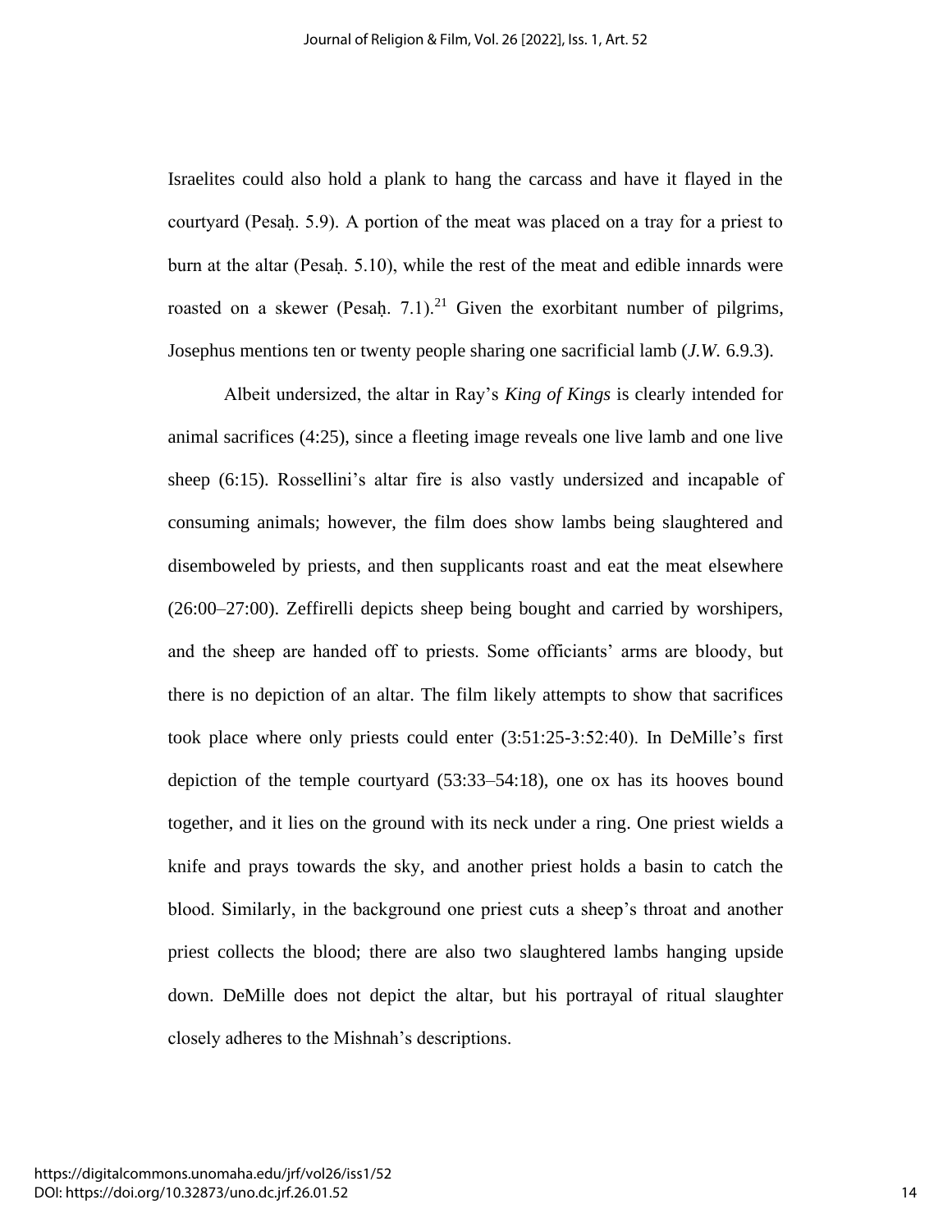Israelites could also hold a plank to hang the carcass and have it flayed in the courtyard (Pesaḥ. 5.9). A portion of the meat was placed on a tray for a priest to burn at the altar (Pesaḥ. 5.10), while the rest of the meat and edible innards were roasted on a skewer (Pesaḥ. 7.1).[21] Given the exorbitant number of pilgrims, Josephus mentions ten or twenty people sharing one sacrificial lamb (*J.W.* 6.9.3).

Albeit undersized, the altar in Ray's *King of Kings* is clearly intended for animal sacrifices (4:25), since a fleeting image reveals one live lamb and one live sheep (6:15). Rossellini's altar fire is also vastly undersized and incapable of consuming animals; however, the film does show lambs being slaughtered and disemboweled by priests, and then supplicants roast and eat the meat elsewhere (26:00–27:00). Zeffirelli depicts sheep being bought and carried by worshipers, and the sheep are handed off to priests. Some officiants' arms are bloody, but there is no depiction of an altar. The film likely attempts to show that sacrifices took place where only priests could enter (3:51:25-3:52:40). In DeMille's first depiction of the temple courtyard (53:33–54:18), one ox has its hooves bound together, and it lies on the ground with its neck under a ring. One priest wields a knife and prays towards the sky, and another priest holds a basin to catch the blood. Similarly, in the background one priest cuts a sheep's throat and another priest collects the blood; there are also two slaughtered lambs hanging upside down. DeMille does not depict the altar, but his portrayal of ritual slaughter closely adheres to the Mishnah's descriptions.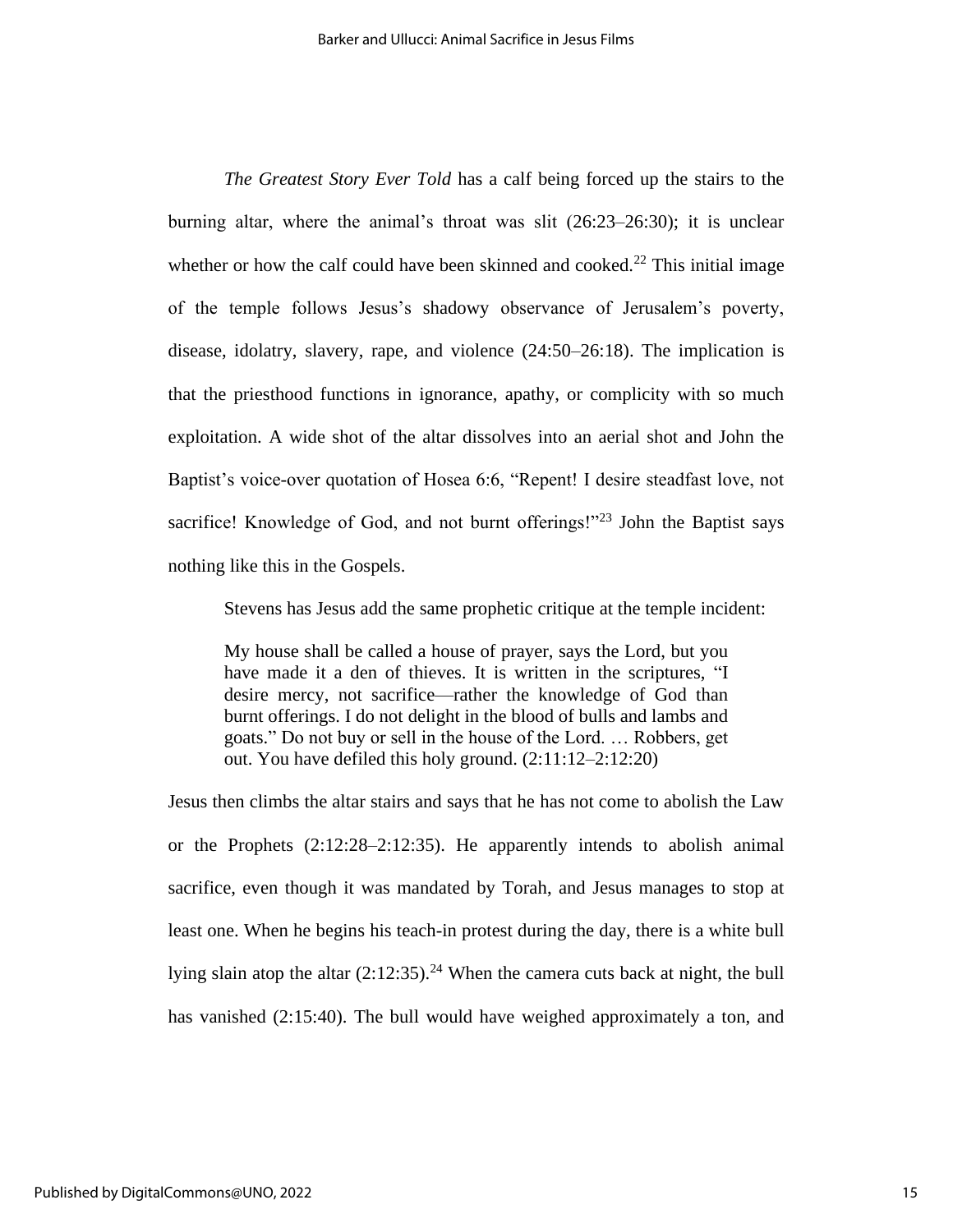*The Greatest Story Ever Told* has a calf being forced up the stairs to the burning altar, where the animal's throat was slit (26:23–26:30); it is unclear whether or how the calf could have been skinned and cooked.[22] This initial image of the temple follows Jesus's shadowy observance of Jerusalem's poverty, disease, idolatry, slavery, rape, and violence (24:50–26:18). The implication is that the priesthood functions in ignorance, apathy, or complicity with so much exploitation. A wide shot of the altar dissolves into an aerial shot and John the Baptist's voice-over quotation of Hosea 6:6, "Repent! I desire steadfast love, not sacrifice! Knowledge of God, and not burnt offerings!"[23] John the Baptist says nothing like this in the Gospels.

Stevens has Jesus add the same prophetic critique at the temple incident:

> My house shall be called a house of prayer, says the Lord, but you have made it a den of thieves. It is written in the scriptures, "I desire mercy, not sacrifice—rather the knowledge of God than burnt offerings. I do not delight in the blood of bulls and lambs and goats." Do not buy or sell in the house of the Lord. … Robbers, get out. You have defiled this holy ground. (2:11:12–2:12:20)

Jesus then climbs the altar stairs and says that he has not come to abolish the Law or the Prophets (2:12:28–2:12:35). He apparently intends to abolish animal sacrifice, even though it was mandated by Torah, and Jesus manages to stop at least one. When he begins his teach-in protest during the day, there is a white bull lying slain atop the altar (2:12:35).[24] When the camera cuts back at night, the bull has vanished (2:15:40). The bull would have weighed approximately a ton, and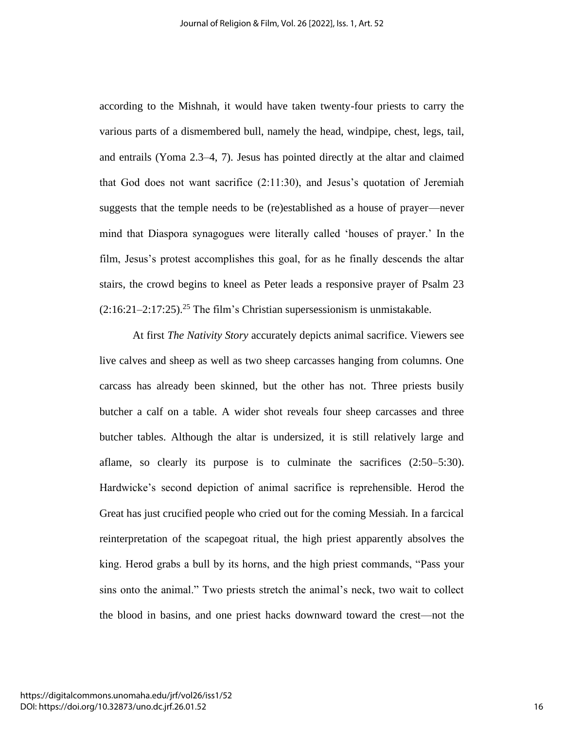according to the Mishnah, it would have taken twenty-four priests to carry the various parts of a dismembered bull, namely the head, windpipe, chest, legs, tail, and entrails (Yoma 2.3–4, 7). Jesus has pointed directly at the altar and claimed that God does not want sacrifice (2:11:30), and Jesus's quotation of Jeremiah suggests that the temple needs to be (re)established as a house of prayer—never mind that Diaspora synagogues were literally called 'houses of prayer.' In the film, Jesus's protest accomplishes this goal, for as he finally descends the altar stairs, the crowd begins to kneel as Peter leads a responsive prayer of Psalm 23 (2:16:21–2:17:25).[25] The film's Christian supersessionism is unmistakable.

At first *The Nativity Story* accurately depicts animal sacrifice. Viewers see live calves and sheep as well as two sheep carcasses hanging from columns. One carcass has already been skinned, but the other has not. Three priests busily butcher a calf on a table. A wider shot reveals four sheep carcasses and three butcher tables. Although the altar is undersized, it is still relatively large and aflame, so clearly its purpose is to culminate the sacrifices (2:50–5:30). Hardwicke's second depiction of animal sacrifice is reprehensible. Herod the Great has just crucified people who cried out for the coming Messiah. In a farcical reinterpretation of the scapegoat ritual, the high priest apparently absolves the king. Herod grabs a bull by its horns, and the high priest commands, "Pass your sins onto the animal." Two priests stretch the animal's neck, two wait to collect the blood in basins, and one priest hacks downward toward the crest—not the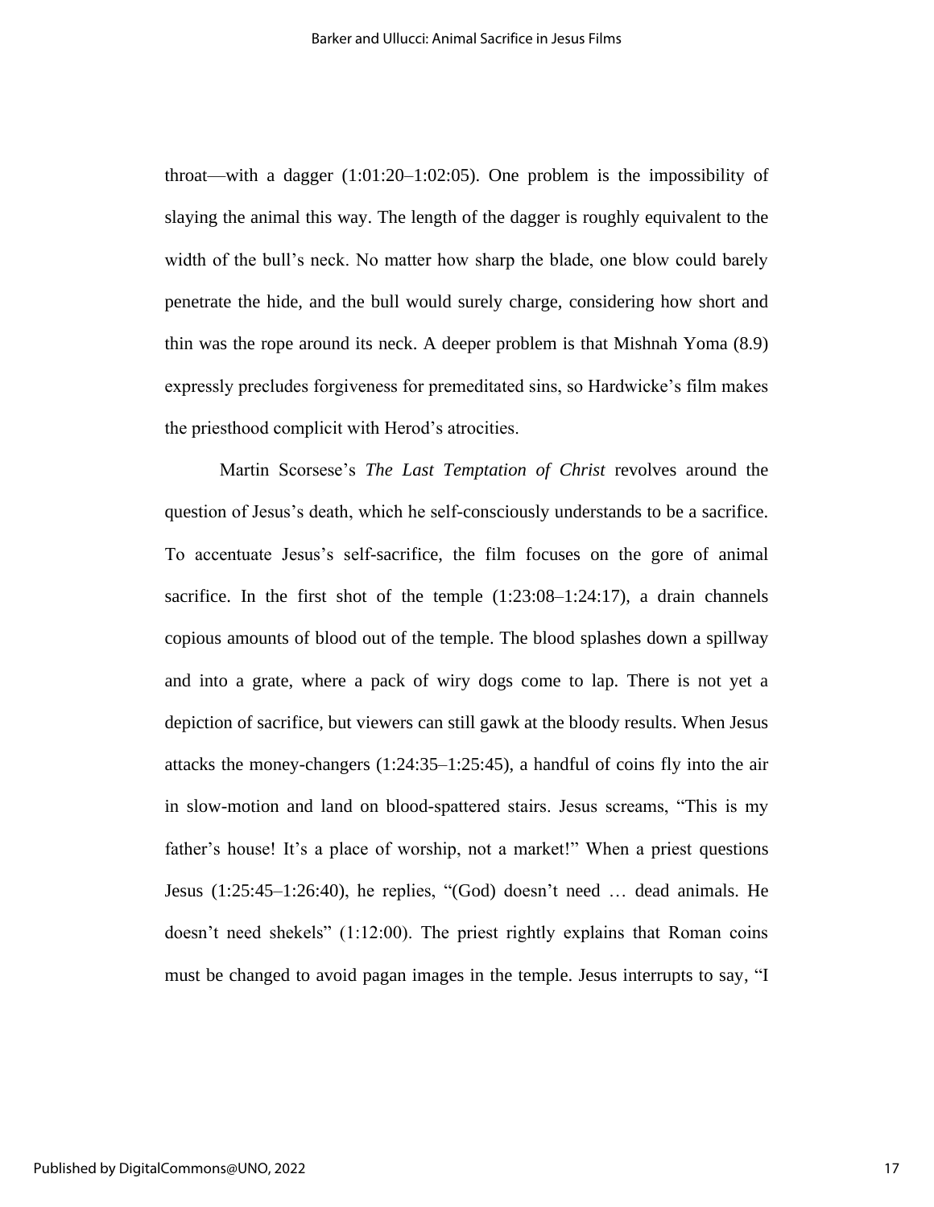throat—with a dagger (1:01:20–1:02:05). One problem is the impossibility of slaying the animal this way. The length of the dagger is roughly equivalent to the width of the bull's neck. No matter how sharp the blade, one blow could barely penetrate the hide, and the bull would surely charge, considering how short and thin was the rope around its neck. A deeper problem is that Mishnah Yoma (8.9) expressly precludes forgiveness for premeditated sins, so Hardwicke's film makes the priesthood complicit with Herod's atrocities.

Martin Scorsese's *The Last Temptation of Christ* revolves around the question of Jesus's death, which he self-consciously understands to be a sacrifice. To accentuate Jesus's self-sacrifice, the film focuses on the gore of animal sacrifice. In the first shot of the temple (1:23:08–1:24:17), a drain channels copious amounts of blood out of the temple. The blood splashes down a spillway and into a grate, where a pack of wiry dogs come to lap. There is not yet a depiction of sacrifice, but viewers can still gawk at the bloody results. When Jesus attacks the money-changers (1:24:35–1:25:45), a handful of coins fly into the air in slow-motion and land on blood-spattered stairs. Jesus screams, "This is my father's house! It's a place of worship, not a market!" When a priest questions Jesus (1:25:45–1:26:40), he replies, "(God) doesn't need … dead animals. He doesn't need shekels" (1:12:00). The priest rightly explains that Roman coins must be changed to avoid pagan images in the temple. Jesus interrupts to say, "I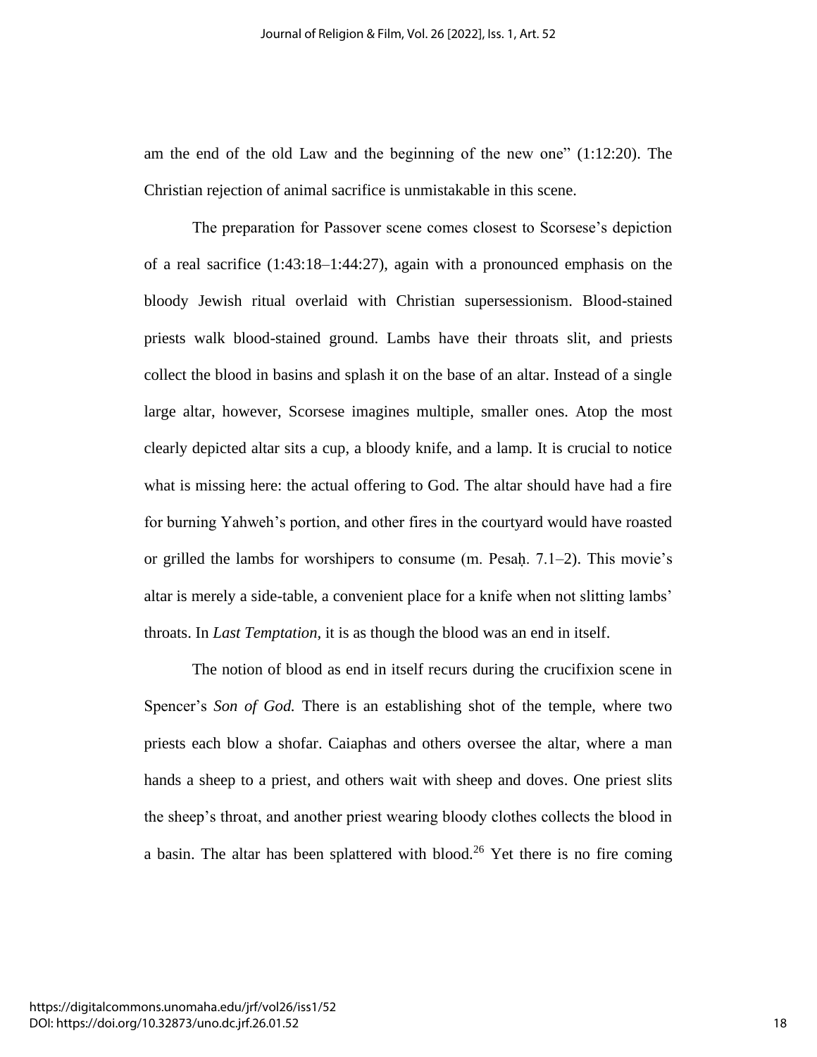am the end of the old Law and the beginning of the new one" (1:12:20). The Christian rejection of animal sacrifice is unmistakable in this scene.

The preparation for Passover scene comes closest to Scorsese's depiction of a real sacrifice (1:43:18–1:44:27), again with a pronounced emphasis on the bloody Jewish ritual overlaid with Christian supersessionism. Blood-stained priests walk blood-stained ground. Lambs have their throats slit, and priests collect the blood in basins and splash it on the base of an altar. Instead of a single large altar, however, Scorsese imagines multiple, smaller ones. Atop the most clearly depicted altar sits a cup, a bloody knife, and a lamp. It is crucial to notice what is missing here: the actual offering to God. The altar should have had a fire for burning Yahweh's portion, and other fires in the courtyard would have roasted or grilled the lambs for worshipers to consume (m. Pesaḥ. 7.1–2). This movie's altar is merely a side-table, a convenient place for a knife when not slitting lambs' throats. In *Last Temptation*, it is as though the blood was an end in itself.

The notion of blood as end in itself recurs during the crucifixion scene in Spencer's *Son of God.* There is an establishing shot of the temple, where two priests each blow a shofar. Caiaphas and others oversee the altar, where a man hands a sheep to a priest, and others wait with sheep and doves. One priest slits the sheep's throat, and another priest wearing bloody clothes collects the blood in a basin. The altar has been splattered with blood.[26] Yet there is no fire coming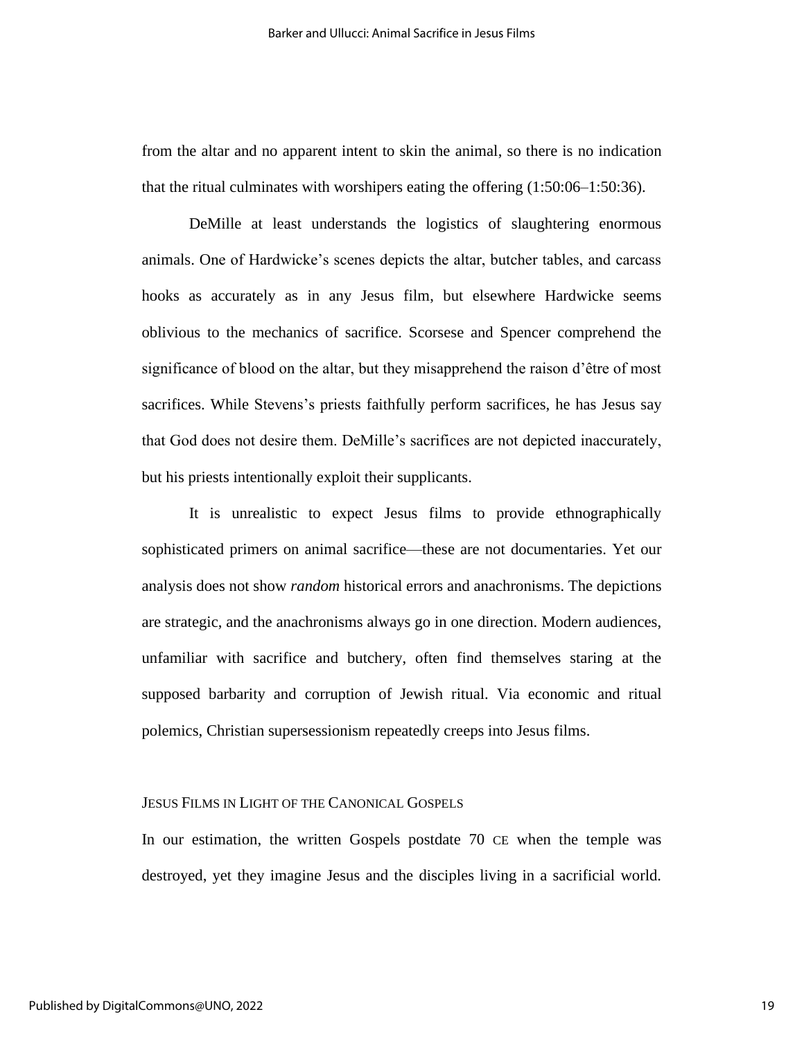from the altar and no apparent intent to skin the animal, so there is no indication that the ritual culminates with worshipers eating the offering (1:50:06–1:50:36).

DeMille at least understands the logistics of slaughtering enormous animals. One of Hardwicke's scenes depicts the altar, butcher tables, and carcass hooks as accurately as in any Jesus film, but elsewhere Hardwicke seems oblivious to the mechanics of sacrifice. Scorsese and Spencer comprehend the significance of blood on the altar, but they misapprehend the raison d'être of most sacrifices. While Stevens's priests faithfully perform sacrifices, he has Jesus say that God does not desire them. DeMille's sacrifices are not depicted inaccurately, but his priests intentionally exploit their supplicants.

It is unrealistic to expect Jesus films to provide ethnographically sophisticated primers on animal sacrifice—these are not documentaries. Yet our analysis does not show *random* historical errors and anachronisms. The depictions are strategic, and the anachronisms always go in one direction. Modern audiences, unfamiliar with sacrifice and butchery, often find themselves staring at the supposed barbarity and corruption of Jewish ritual. Via economic and ritual polemics, Christian supersessionism repeatedly creeps into Jesus films.

## Jesus Films in Light of the Canonical Gospels

In our estimation, the written Gospels postdate 70 CE when the temple was destroyed, yet they imagine Jesus and the disciples living in a sacrificial world.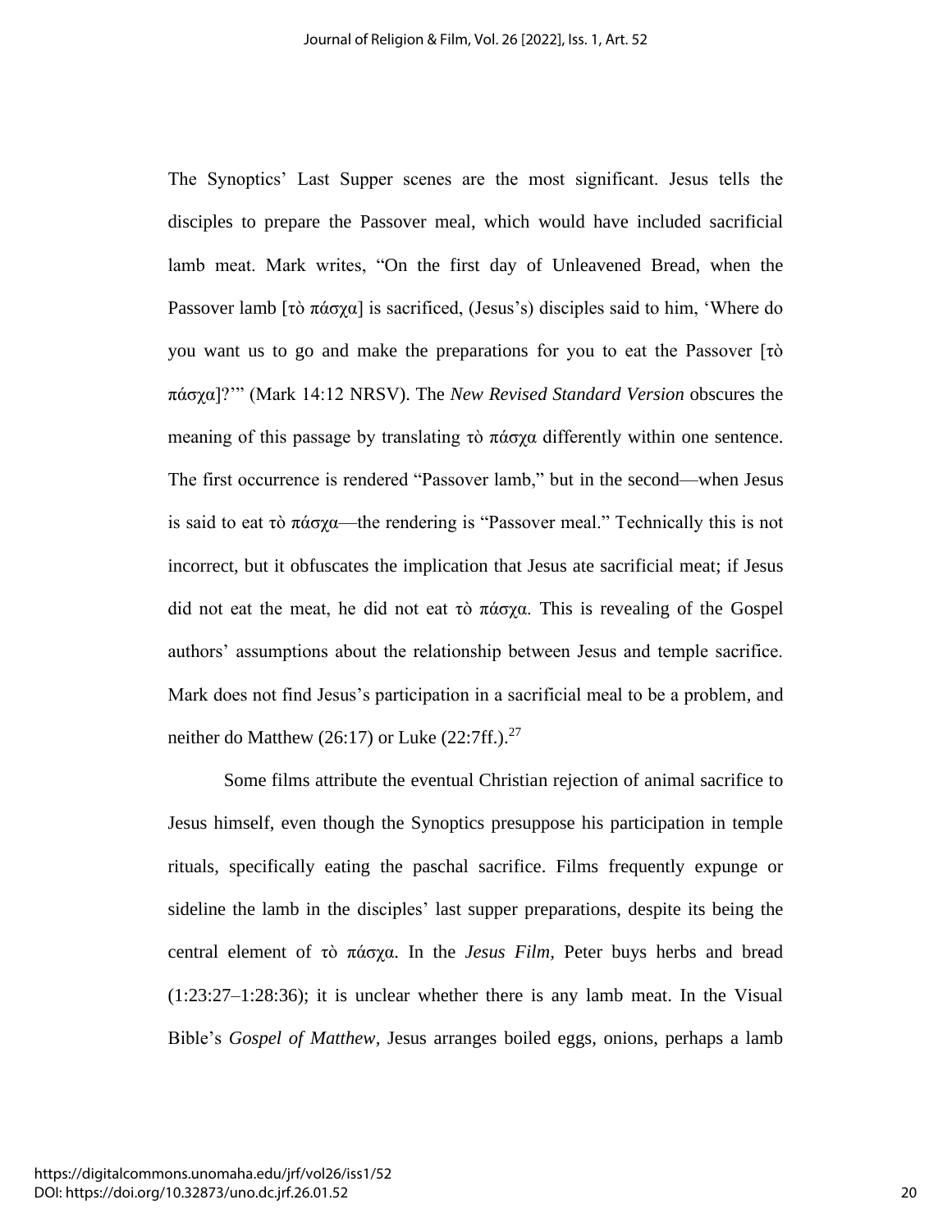The Synoptics' Last Supper scenes are the most significant. Jesus tells the disciples to prepare the Passover meal, which would have included sacrificial lamb meat. Mark writes, "On the first day of Unleavened Bread, when the Passover lamb [τὸ πάσχα] is sacrificed, (Jesus's) disciples said to him, 'Where do you want us to go and make the preparations for you to eat the Passover [τὸ πάσχα]?'" (Mark 14:12 NRSV). The *New Revised Standard Version* obscures the meaning of this passage by translating τὸ πάσχα differently within one sentence. The first occurrence is rendered "Passover lamb," but in the second—when Jesus is said to eat τὸ πάσχα—the rendering is "Passover meal." Technically this is not incorrect, but it obfuscates the implication that Jesus ate sacrificial meat; if Jesus did not eat the meat, he did not eat τὸ πάσχα. This is revealing of the Gospel authors' assumptions about the relationship between Jesus and temple sacrifice. Mark does not find Jesus's participation in a sacrificial meal to be a problem, and neither do Matthew (26:17) or Luke (22:7ff.).[27]

Some films attribute the eventual Christian rejection of animal sacrifice to Jesus himself, even though the Synoptics presuppose his participation in temple rituals, specifically eating the paschal sacrifice. Films frequently expunge or sideline the lamb in the disciples' last supper preparations, despite its being the central element of τὸ πάσχα. In the *Jesus Film*, Peter buys herbs and bread (1:23:27–1:28:36); it is unclear whether there is any lamb meat. In the Visual Bible's *Gospel of Matthew*, Jesus arranges boiled eggs, onions, perhaps a lamb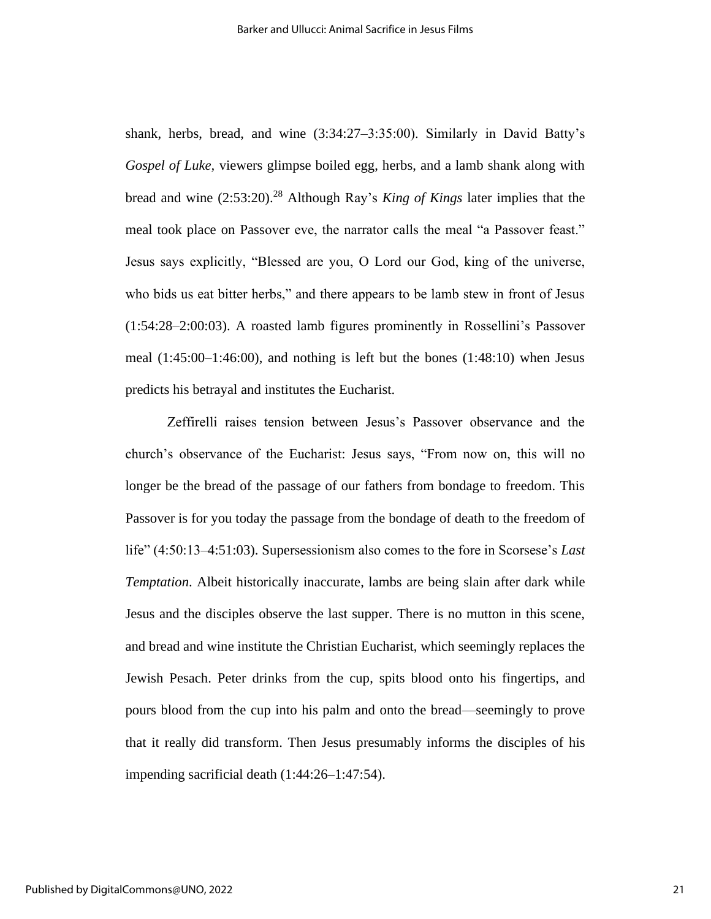shank, herbs, bread, and wine (3:34:27–3:35:00). Similarly in David Batty's *Gospel of Luke,* viewers glimpse boiled egg, herbs, and a lamb shank along with bread and wine (2:53:20).[28] Although Ray's *King of Kings* later implies that the meal took place on Passover eve, the narrator calls the meal "a Passover feast." Jesus says explicitly, "Blessed are you, O Lord our God, king of the universe, who bids us eat bitter herbs," and there appears to be lamb stew in front of Jesus (1:54:28–2:00:03). A roasted lamb figures prominently in Rossellini's Passover meal (1:45:00–1:46:00), and nothing is left but the bones (1:48:10) when Jesus predicts his betrayal and institutes the Eucharist.

Zeffirelli raises tension between Jesus's Passover observance and the church's observance of the Eucharist: Jesus says, "From now on, this will no longer be the bread of the passage of our fathers from bondage to freedom. This Passover is for you today the passage from the bondage of death to the freedom of life" (4:50:13–4:51:03). Supersessionism also comes to the fore in Scorsese's *Last Temptation*. Albeit historically inaccurate, lambs are being slain after dark while Jesus and the disciples observe the last supper. There is no mutton in this scene, and bread and wine institute the Christian Eucharist, which seemingly replaces the Jewish Pesach. Peter drinks from the cup, spits blood onto his fingertips, and pours blood from the cup into his palm and onto the bread—seemingly to prove that it really did transform. Then Jesus presumably informs the disciples of his impending sacrificial death (1:44:26–1:47:54).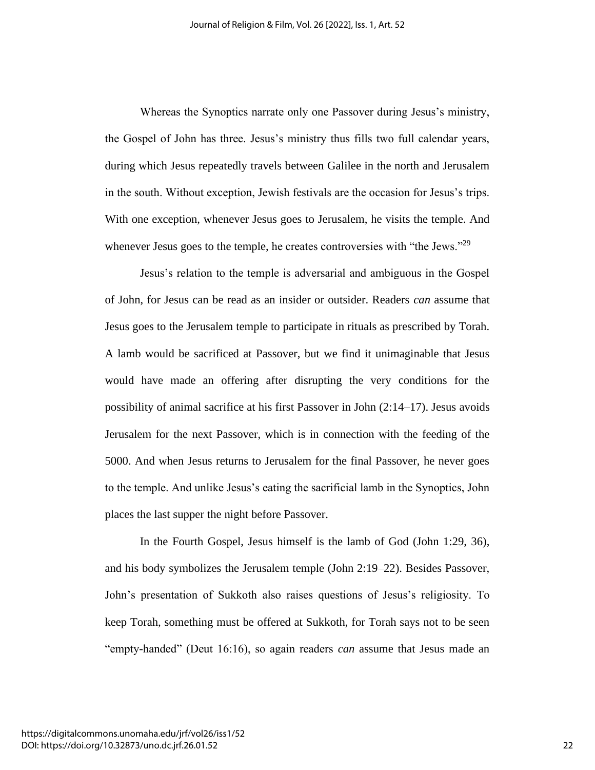Whereas the Synoptics narrate only one Passover during Jesus's ministry, the Gospel of John has three. Jesus's ministry thus fills two full calendar years, during which Jesus repeatedly travels between Galilee in the north and Jerusalem in the south. Without exception, Jewish festivals are the occasion for Jesus's trips. With one exception, whenever Jesus goes to Jerusalem, he visits the temple. And whenever Jesus goes to the temple, he creates controversies with "the Jews."[29]

Jesus's relation to the temple is adversarial and ambiguous in the Gospel of John, for Jesus can be read as an insider or outsider. Readers *can* assume that Jesus goes to the Jerusalem temple to participate in rituals as prescribed by Torah. A lamb would be sacrificed at Passover, but we find it unimaginable that Jesus would have made an offering after disrupting the very conditions for the possibility of animal sacrifice at his first Passover in John (2:14–17). Jesus avoids Jerusalem for the next Passover, which is in connection with the feeding of the 5000. And when Jesus returns to Jerusalem for the final Passover, he never goes to the temple. And unlike Jesus's eating the sacrificial lamb in the Synoptics, John places the last supper the night before Passover.

In the Fourth Gospel, Jesus himself is the lamb of God (John 1:29, 36), and his body symbolizes the Jerusalem temple (John 2:19–22). Besides Passover, John's presentation of Sukkoth also raises questions of Jesus's religiosity. To keep Torah, something must be offered at Sukkoth, for Torah says not to be seen "empty-handed" (Deut 16:16), so again readers *can* assume that Jesus made an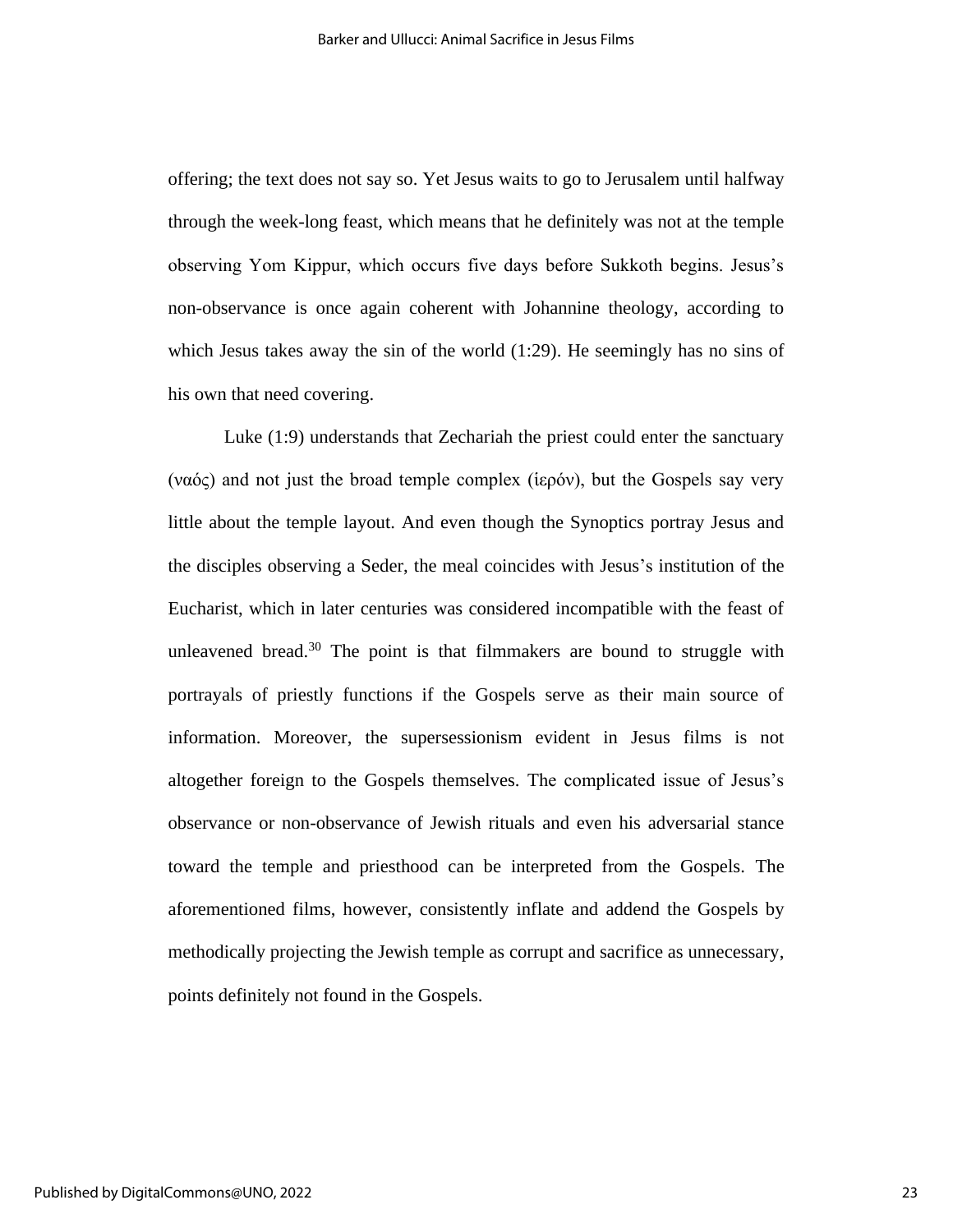offering; the text does not say so. Yet Jesus waits to go to Jerusalem until halfway through the week-long feast, which means that he definitely was not at the temple observing Yom Kippur, which occurs five days before Sukkoth begins. Jesus's non-observance is once again coherent with Johannine theology, according to which Jesus takes away the sin of the world (1:29). He seemingly has no sins of his own that need covering.

Luke (1:9) understands that Zechariah the priest could enter the sanctuary (ναός) and not just the broad temple complex (ἱερόν), but the Gospels say very little about the temple layout. And even though the Synoptics portray Jesus and the disciples observing a Seder, the meal coincides with Jesus's institution of the Eucharist, which in later centuries was considered incompatible with the feast of unleavened bread.[30] The point is that filmmakers are bound to struggle with portrayals of priestly functions if the Gospels serve as their main source of information. Moreover, the supersessionism evident in Jesus films is not altogether foreign to the Gospels themselves. The complicated issue of Jesus's observance or non-observance of Jewish rituals and even his adversarial stance toward the temple and priesthood can be interpreted from the Gospels. The aforementioned films, however, consistently inflate and addend the Gospels by methodically projecting the Jewish temple as corrupt and sacrifice as unnecessary, points definitely not found in the Gospels.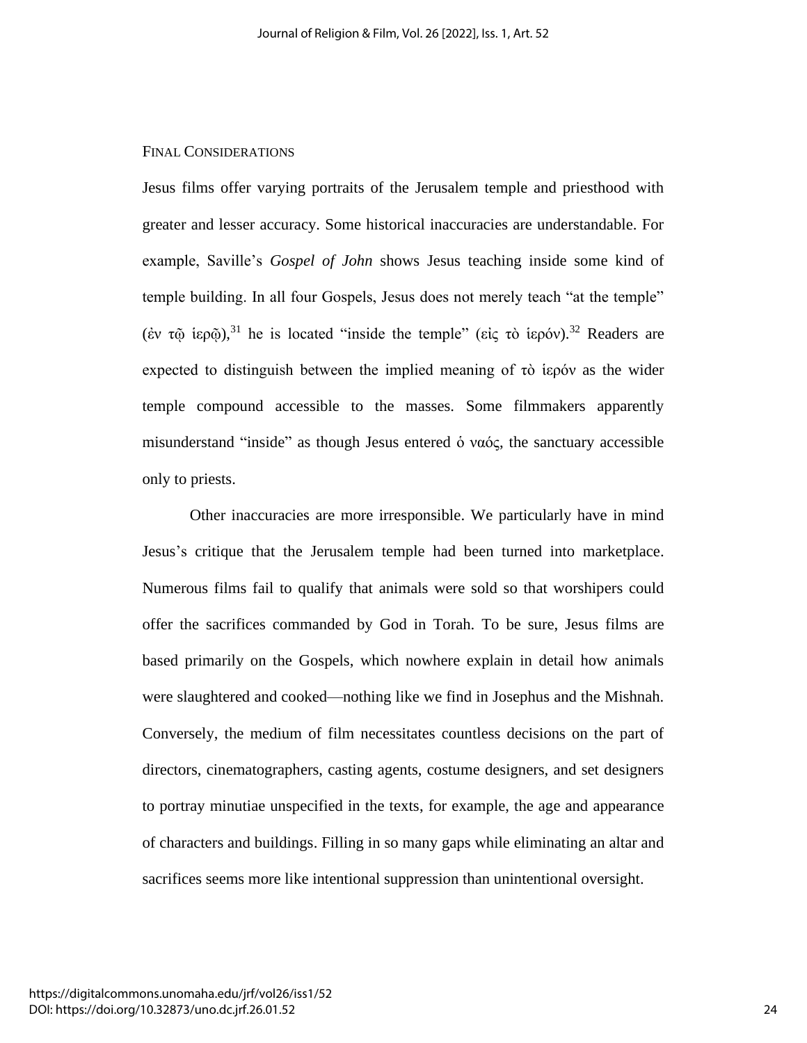## Final Considerations

Jesus films offer varying portraits of the Jerusalem temple and priesthood with greater and lesser accuracy. Some historical inaccuracies are understandable. For example, Saville's *Gospel of John* shows Jesus teaching inside some kind of temple building. In all four Gospels, Jesus does not merely teach "at the temple" (ἐν τῷ ἱερῷ),[31] he is located "inside the temple" (εἰς τὸ ἱερόν).[32] Readers are expected to distinguish between the implied meaning of τὸ ἱερόν as the wider temple compound accessible to the masses. Some filmmakers apparently misunderstand "inside" as though Jesus entered ὁ ναός, the sanctuary accessible only to priests.

Other inaccuracies are more irresponsible. We particularly have in mind Jesus's critique that the Jerusalem temple had been turned into marketplace. Numerous films fail to qualify that animals were sold so that worshipers could offer the sacrifices commanded by God in Torah. To be sure, Jesus films are based primarily on the Gospels, which nowhere explain in detail how animals were slaughtered and cooked—nothing like we find in Josephus and the Mishnah. Conversely, the medium of film necessitates countless decisions on the part of directors, cinematographers, casting agents, costume designers, and set designers to portray minutiae unspecified in the texts, for example, the age and appearance of characters and buildings. Filling in so many gaps while eliminating an altar and sacrifices seems more like intentional suppression than unintentional oversight.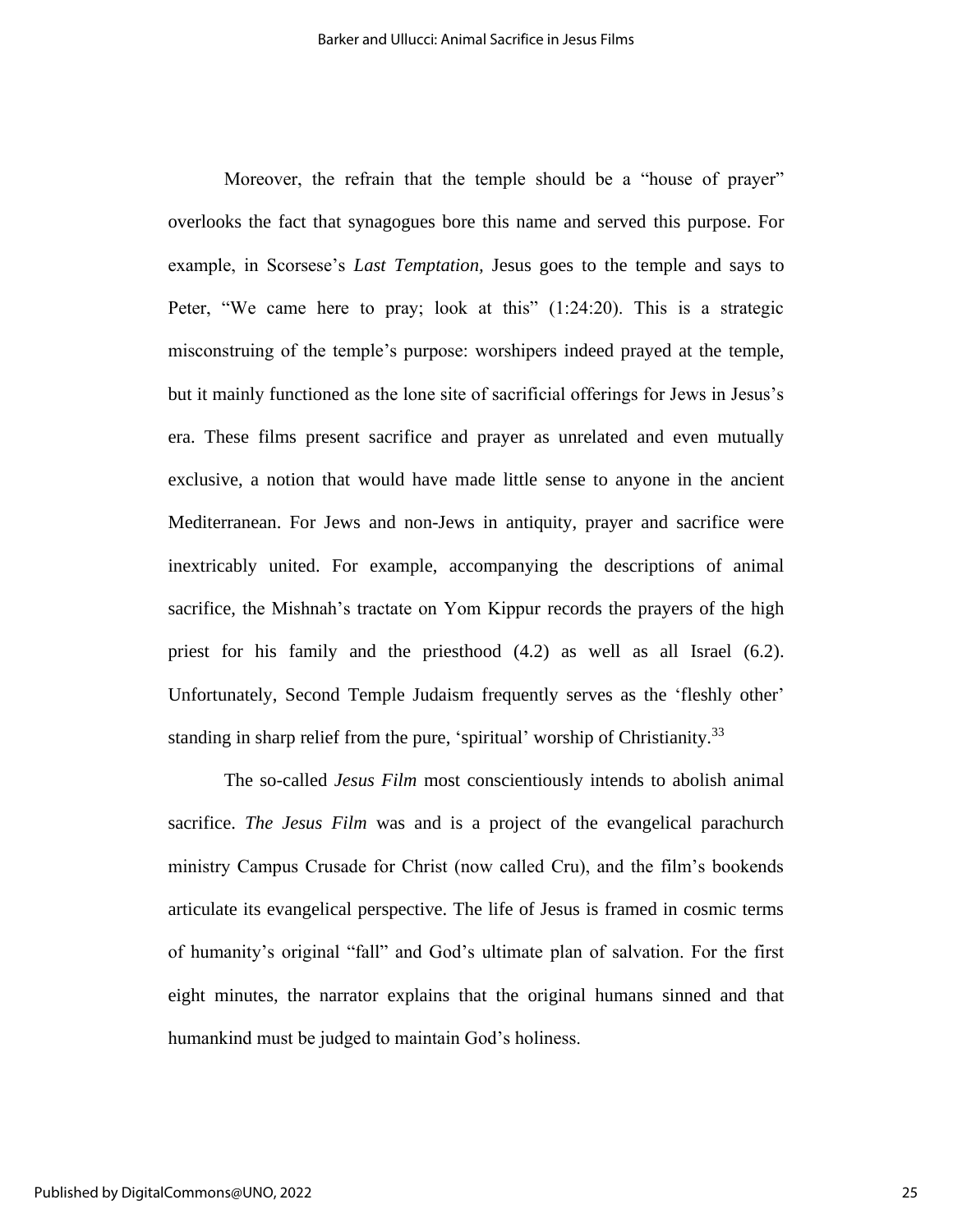Moreover, the refrain that the temple should be a "house of prayer" overlooks the fact that synagogues bore this name and served this purpose. For example, in Scorsese's *Last Temptation,* Jesus goes to the temple and says to Peter, "We came here to pray; look at this" (1:24:20). This is a strategic misconstruing of the temple's purpose: worshipers indeed prayed at the temple, but it mainly functioned as the lone site of sacrificial offerings for Jews in Jesus's era. These films present sacrifice and prayer as unrelated and even mutually exclusive, a notion that would have made little sense to anyone in the ancient Mediterranean. For Jews and non-Jews in antiquity, prayer and sacrifice were inextricably united. For example, accompanying the descriptions of animal sacrifice, the Mishnah's tractate on Yom Kippur records the prayers of the high priest for his family and the priesthood (4.2) as well as all Israel (6.2). Unfortunately, Second Temple Judaism frequently serves as the 'fleshly other' standing in sharp relief from the pure, 'spiritual' worship of Christianity.[33]

The so-called *Jesus Film* most conscientiously intends to abolish animal sacrifice. *The Jesus Film* was and is a project of the evangelical parachurch ministry Campus Crusade for Christ (now called Cru), and the film's bookends articulate its evangelical perspective. The life of Jesus is framed in cosmic terms of humanity's original "fall" and God's ultimate plan of salvation. For the first eight minutes, the narrator explains that the original humans sinned and that humankind must be judged to maintain God's holiness.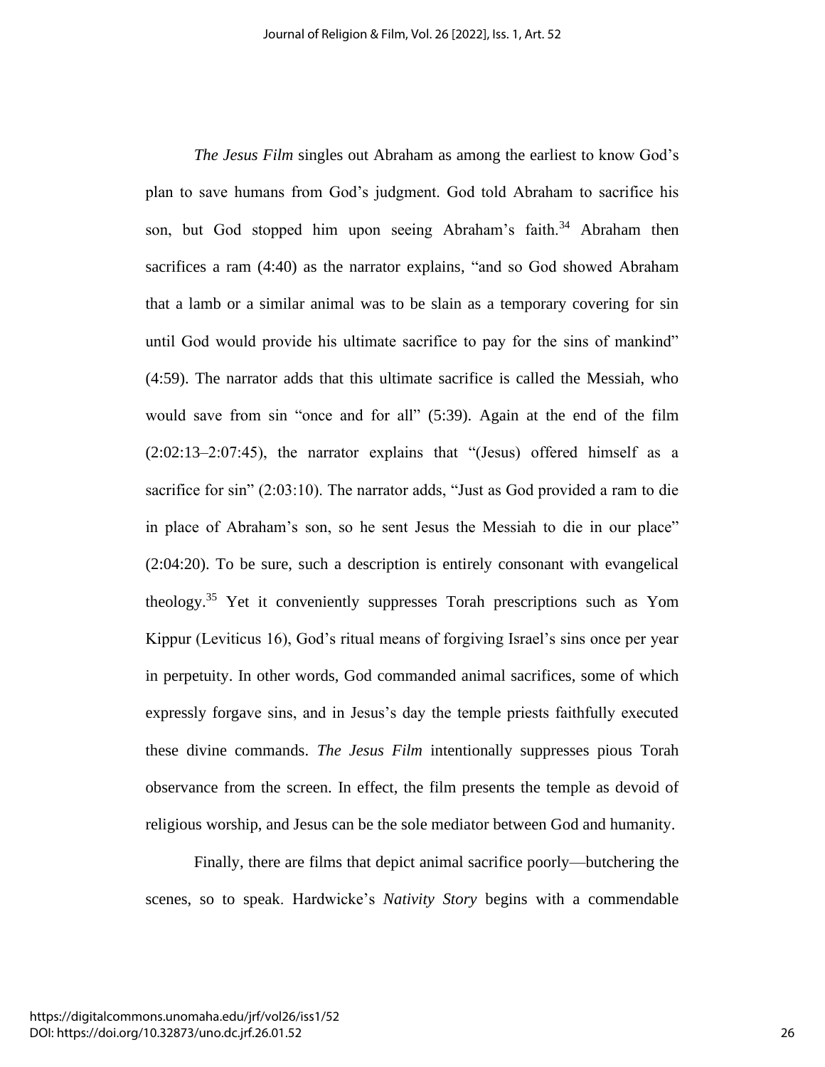*The Jesus Film* singles out Abraham as among the earliest to know God's plan to save humans from God's judgment. God told Abraham to sacrifice his son, but God stopped him upon seeing Abraham's faith.[34] Abraham then sacrifices a ram (4:40) as the narrator explains, "and so God showed Abraham that a lamb or a similar animal was to be slain as a temporary covering for sin until God would provide his ultimate sacrifice to pay for the sins of mankind" (4:59). The narrator adds that this ultimate sacrifice is called the Messiah, who would save from sin "once and for all" (5:39). Again at the end of the film (2:02:13–2:07:45), the narrator explains that "(Jesus) offered himself as a sacrifice for sin" (2:03:10). The narrator adds, "Just as God provided a ram to die in place of Abraham's son, so he sent Jesus the Messiah to die in our place" (2:04:20). To be sure, such a description is entirely consonant with evangelical theology.[35] Yet it conveniently suppresses Torah prescriptions such as Yom Kippur (Leviticus 16), God's ritual means of forgiving Israel's sins once per year in perpetuity. In other words, God commanded animal sacrifices, some of which expressly forgave sins, and in Jesus's day the temple priests faithfully executed these divine commands. *The Jesus Film* intentionally suppresses pious Torah observance from the screen. In effect, the film presents the temple as devoid of religious worship, and Jesus can be the sole mediator between God and humanity.

Finally, there are films that depict animal sacrifice poorly—butchering the scenes, so to speak. Hardwicke's *Nativity Story* begins with a commendable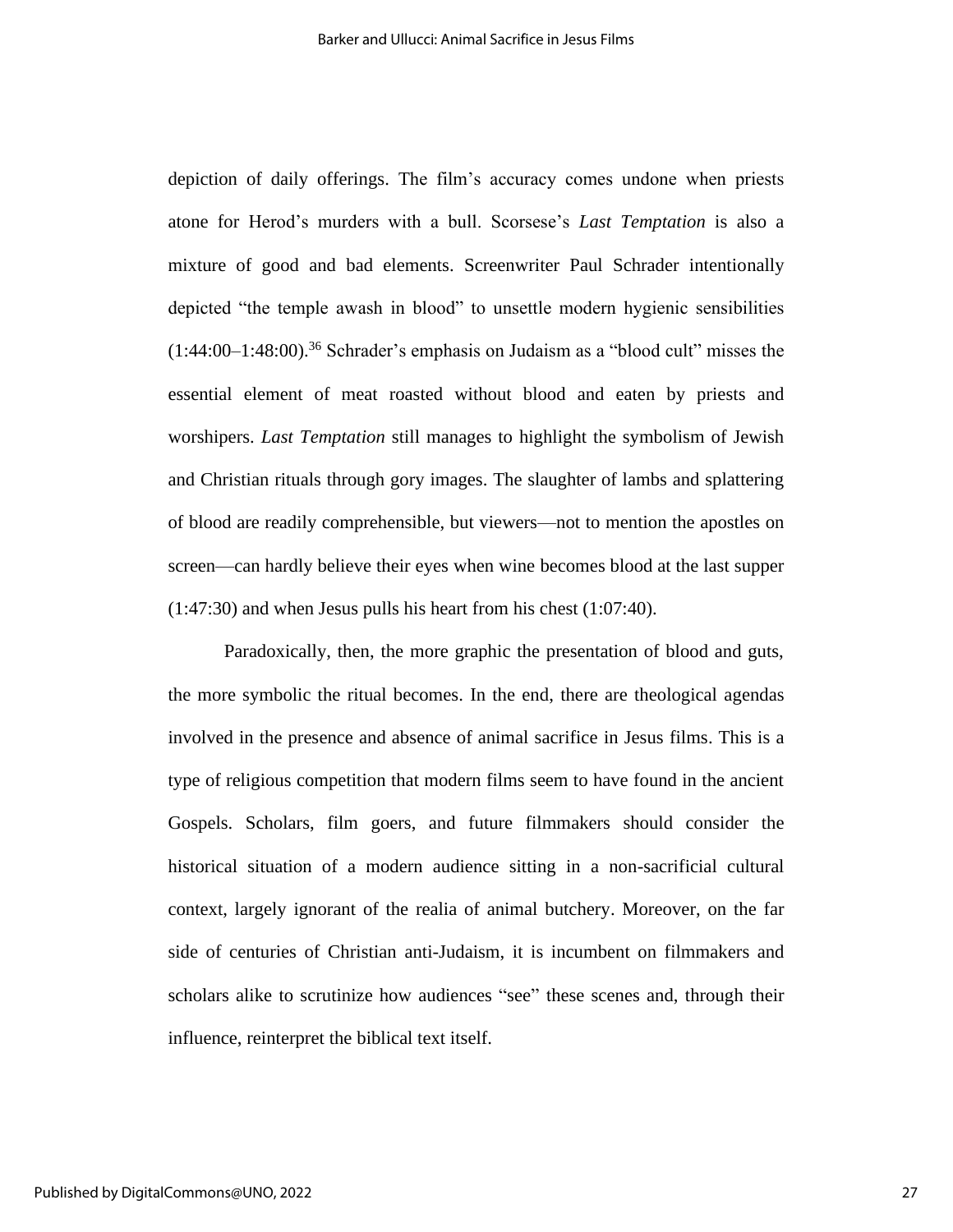depiction of daily offerings. The film's accuracy comes undone when priests atone for Herod's murders with a bull. Scorsese's *Last Temptation* is also a mixture of good and bad elements. Screenwriter Paul Schrader intentionally depicted "the temple awash in blood" to unsettle modern hygienic sensibilities (1:44:00–1:48:00).[36] Schrader's emphasis on Judaism as a "blood cult" misses the essential element of meat roasted without blood and eaten by priests and worshipers. *Last Temptation* still manages to highlight the symbolism of Jewish and Christian rituals through gory images. The slaughter of lambs and splattering of blood are readily comprehensible, but viewers—not to mention the apostles on screen—can hardly believe their eyes when wine becomes blood at the last supper (1:47:30) and when Jesus pulls his heart from his chest (1:07:40).

Paradoxically, then, the more graphic the presentation of blood and guts, the more symbolic the ritual becomes. In the end, there are theological agendas involved in the presence and absence of animal sacrifice in Jesus films. This is a type of religious competition that modern films seem to have found in the ancient Gospels. Scholars, film goers, and future filmmakers should consider the historical situation of a modern audience sitting in a non-sacrificial cultural context, largely ignorant of the realia of animal butchery. Moreover, on the far side of centuries of Christian anti-Judaism, it is incumbent on filmmakers and scholars alike to scrutinize how audiences "see" these scenes and, through their influence, reinterpret the biblical text itself.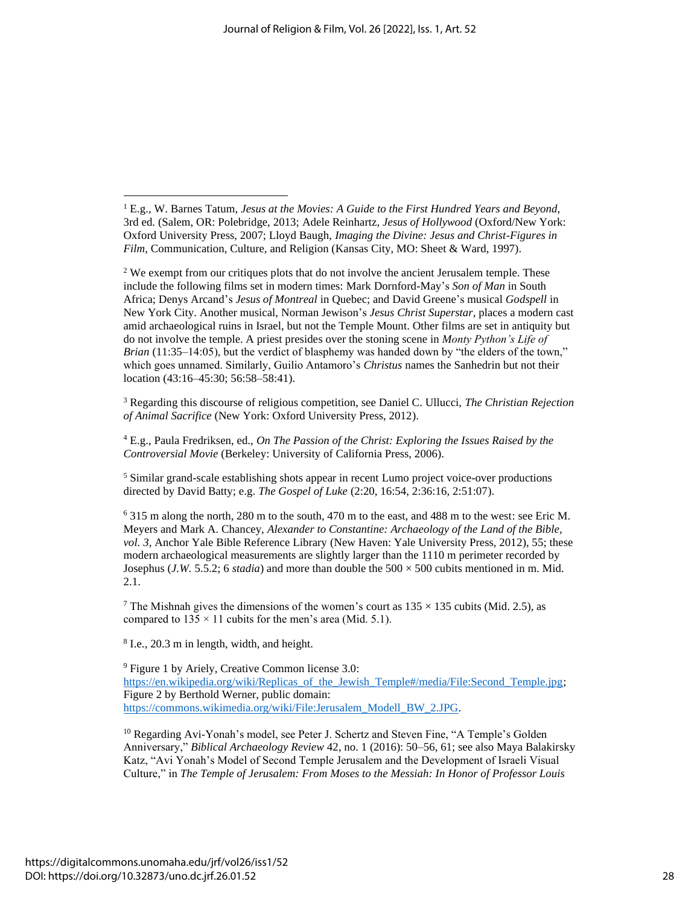[1] E.g., W. Barnes Tatum, *Jesus at the Movies: A Guide to the First Hundred Years and Beyond*, 3rd ed. (Salem, OR: Polebridge, 2013; Adele Reinhartz, *Jesus of Hollywood* (Oxford/New York: Oxford University Press, 2007; Lloyd Baugh, *Imaging the Divine: Jesus and Christ-Figures in Film*, Communication, Culture, and Religion (Kansas City, MO: Sheet & Ward, 1997).

[2] We exempt from our critiques plots that do not involve the ancient Jerusalem temple. These include the following films set in modern times: Mark Dornford-May's *Son of Man* in South Africa; Denys Arcand's *Jesus of Montreal* in Quebec; and David Greene's musical *Godspell* in New York City. Another musical, Norman Jewison's *Jesus Christ Superstar*, places a modern cast amid archaeological ruins in Israel, but not the Temple Mount. Other films are set in antiquity but do not involve the temple. A priest presides over the stoning scene in *Monty Python's Life of Brian* (11:35–14:05), but the verdict of blasphemy was handed down by "the elders of the town," which goes unnamed. Similarly, Guilio Antamoro's *Christus* names the Sanhedrin but not their location (43:16–45:30; 56:58–58:41).

[3] Regarding this discourse of religious competition, see Daniel C. Ullucci, *The Christian Rejection of Animal Sacrifice* (New York: Oxford University Press, 2012).

[4] E.g., Paula Fredriksen, ed., *On The Passion of the Christ: Exploring the Issues Raised by the Controversial Movie* (Berkeley: University of California Press, 2006).

[5] Similar grand-scale establishing shots appear in recent Lumo project voice-over productions directed by David Batty; e.g. *The Gospel of Luke* (2:20, 16:54, 2:36:16, 2:51:07).

[6] 315 m along the north, 280 m to the south, 470 m to the east, and 488 m to the west: see Eric M. Meyers and Mark A. Chancey, *Alexander to Constantine: Archaeology of the Land of the Bible, vol. 3*, Anchor Yale Bible Reference Library (New Haven: Yale University Press, 2012), 55; these modern archaeological measurements are slightly larger than the 1110 m perimeter recorded by Josephus (*J.W.* 5.5.2; 6 *stadia*) and more than double the 500 × 500 cubits mentioned in m. Mid. 2.1.

[7] The Mishnah gives the dimensions of the women's court as 135 × 135 cubits (Mid. 2.5), as compared to 135 × 11 cubits for the men's area (Mid. 5.1).

[8] I.e., 20.3 m in length, width, and height.

[9] Figure 1 by Ariely, Creative Common license 3.0: https://en.wikipedia.org/wiki/Replicas_of_the_Jewish_Temple#/media/File:Second_Temple.jpg; Figure 2 by Berthold Werner, public domain: https://commons.wikimedia.org/wiki/File:Jerusalem_Modell_BW_2.JPG.

[10] Regarding Avi-Yonah's model, see Peter J. Schertz and Steven Fine, "A Temple's Golden Anniversary," *Biblical Archaeology Review* 42, no. 1 (2016): 50–56, 61; see also Maya Balakirsky Katz, "Avi Yonah's Model of Second Temple Jerusalem and the Development of Israeli Visual Culture," in *The Temple of Jerusalem: From Moses to the Messiah: In Honor of Professor Louis*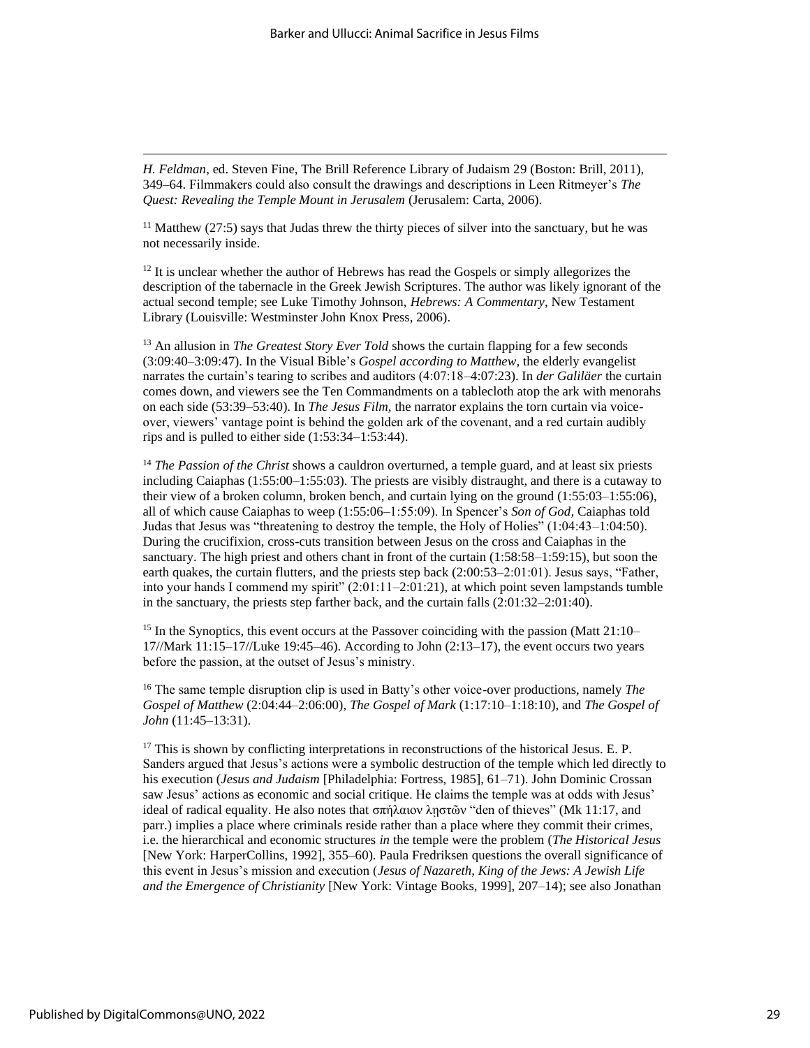*H. Feldman*, ed. Steven Fine, The Brill Reference Library of Judaism 29 (Boston: Brill, 2011), 349–64. Filmmakers could also consult the drawings and descriptions in Leen Ritmeyer's *The Quest: Revealing the Temple Mount in Jerusalem* (Jerusalem: Carta, 2006).

[11] Matthew (27:5) says that Judas threw the thirty pieces of silver into the sanctuary, but he was not necessarily inside.

[12] It is unclear whether the author of Hebrews has read the Gospels or simply allegorizes the description of the tabernacle in the Greek Jewish Scriptures. The author was likely ignorant of the actual second temple; see Luke Timothy Johnson, *Hebrews: A Commentary*, New Testament Library (Louisville: Westminster John Knox Press, 2006).

[13] An allusion in *The Greatest Story Ever Told* shows the curtain flapping for a few seconds (3:09:40–3:09:47). In the Visual Bible's *Gospel according to Matthew*, the elderly evangelist narrates the curtain's tearing to scribes and auditors (4:07:18–4:07:23). In *der Galiläer* the curtain comes down, and viewers see the Ten Commandments on a tablecloth atop the ark with menorahs on each side (53:39–53:40). In *The Jesus Film*, the narrator explains the torn curtain via voice-over, viewers' vantage point is behind the golden ark of the covenant, and a red curtain audibly rips and is pulled to either side (1:53:34–1:53:44).

[14] *The Passion of the Christ* shows a cauldron overturned, a temple guard, and at least six priests including Caiaphas (1:55:00–1:55:03). The priests are visibly distraught, and there is a cutaway to their view of a broken column, broken bench, and curtain lying on the ground (1:55:03–1:55:06), all of which cause Caiaphas to weep (1:55:06–1:55:09). In Spencer's *Son of God*, Caiaphas told Judas that Jesus was "threatening to destroy the temple, the Holy of Holies" (1:04:43–1:04:50). During the crucifixion, cross-cuts transition between Jesus on the cross and Caiaphas in the sanctuary. The high priest and others chant in front of the curtain (1:58:58–1:59:15), but soon the earth quakes, the curtain flutters, and the priests step back (2:00:53–2:01:01). Jesus says, "Father, into your hands I commend my spirit" (2:01:11–2:01:21), at which point seven lampstands tumble in the sanctuary, the priests step farther back, and the curtain falls (2:01:32–2:01:40).

[15] In the Synoptics, this event occurs at the Passover coinciding with the passion (Matt 21:10–17//Mark 11:15–17//Luke 19:45–46). According to John (2:13–17), the event occurs two years before the passion, at the outset of Jesus's ministry.

[16] The same temple disruption clip is used in Batty's other voice-over productions, namely *The Gospel of Matthew* (2:04:44–2:06:00), *The Gospel of Mark* (1:17:10–1:18:10), and *The Gospel of John* (11:45–13:31).

[17] This is shown by conflicting interpretations in reconstructions of the historical Jesus. E. P. Sanders argued that Jesus's actions were a symbolic destruction of the temple which led directly to his execution (*Jesus and Judaism* [Philadelphia: Fortress, 1985], 61–71). John Dominic Crossan saw Jesus' actions as economic and social critique. He claims the temple was at odds with Jesus' ideal of radical equality. He also notes that σπήλαιον λῃστῶν "den of thieves" (Mk 11:17, and parr.) implies a place where criminals reside rather than a place where they commit their crimes, i.e. the hierarchical and economic structures *in* the temple were the problem (*The Historical Jesus* [New York: HarperCollins, 1992], 355–60). Paula Fredriksen questions the overall significance of this event in Jesus's mission and execution (*Jesus of Nazareth, King of the Jews: A Jewish Life and the Emergence of Christianity* [New York: Vintage Books, 1999], 207–14); see also Jonathan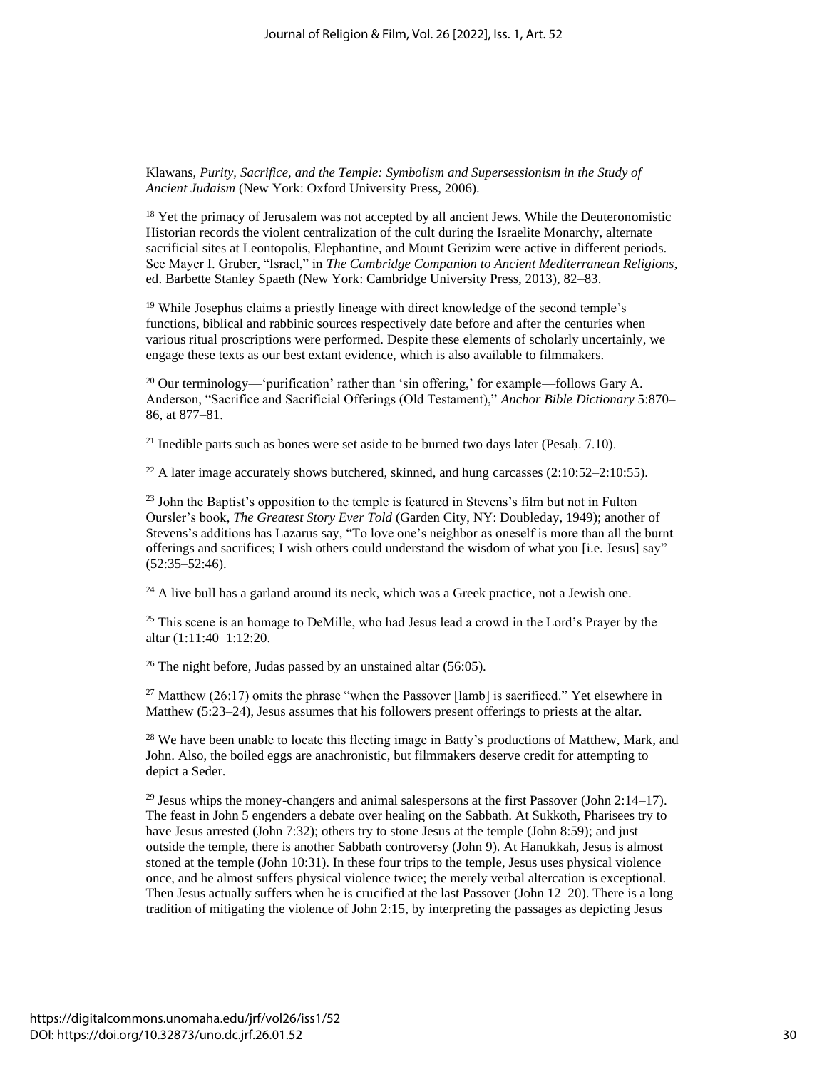Klawans, *Purity, Sacrifice, and the Temple: Symbolism and Supersessionism in the Study of Ancient Judaism* (New York: Oxford University Press, 2006).

[18] Yet the primacy of Jerusalem was not accepted by all ancient Jews. While the Deuteronomistic Historian records the violent centralization of the cult during the Israelite Monarchy, alternate sacrificial sites at Leontopolis, Elephantine, and Mount Gerizim were active in different periods. See Mayer I. Gruber, "Israel," in *The Cambridge Companion to Ancient Mediterranean Religions*, ed. Barbette Stanley Spaeth (New York: Cambridge University Press, 2013), 82–83.

[19] While Josephus claims a priestly lineage with direct knowledge of the second temple's functions, biblical and rabbinic sources respectively date before and after the centuries when various ritual proscriptions were performed. Despite these elements of scholarly uncertainly, we engage these texts as our best extant evidence, which is also available to filmmakers.

[20] Our terminology—'purification' rather than 'sin offering,' for example—follows Gary A. Anderson, "Sacrifice and Sacrificial Offerings (Old Testament)," *Anchor Bible Dictionary* 5:870–86, at 877–81.

[21] Inedible parts such as bones were set aside to be burned two days later (Pesaḥ. 7.10).

[22] A later image accurately shows butchered, skinned, and hung carcasses (2:10:52–2:10:55).

[23] John the Baptist's opposition to the temple is featured in Stevens's film but not in Fulton Oursler's book, *The Greatest Story Ever Told* (Garden City, NY: Doubleday, 1949); another of Stevens's additions has Lazarus say, "To love one's neighbor as oneself is more than all the burnt offerings and sacrifices; I wish others could understand the wisdom of what you [i.e. Jesus] say" (52:35–52:46).

[24] A live bull has a garland around its neck, which was a Greek practice, not a Jewish one.

[25] This scene is an homage to DeMille, who had Jesus lead a crowd in the Lord's Prayer by the altar (1:11:40–1:12:20.

[26] The night before, Judas passed by an unstained altar (56:05).

[27] Matthew (26:17) omits the phrase "when the Passover [lamb] is sacrificed." Yet elsewhere in Matthew (5:23–24), Jesus assumes that his followers present offerings to priests at the altar.

[28] We have been unable to locate this fleeting image in Batty's productions of Matthew, Mark, and John. Also, the boiled eggs are anachronistic, but filmmakers deserve credit for attempting to depict a Seder.

[29] Jesus whips the money-changers and animal salespersons at the first Passover (John 2:14–17). The feast in John 5 engenders a debate over healing on the Sabbath. At Sukkoth, Pharisees try to have Jesus arrested (John 7:32); others try to stone Jesus at the temple (John 8:59); and just outside the temple, there is another Sabbath controversy (John 9). At Hanukkah, Jesus is almost stoned at the temple (John 10:31). In these four trips to the temple, Jesus uses physical violence once, and he almost suffers physical violence twice; the merely verbal altercation is exceptional. Then Jesus actually suffers when he is crucified at the last Passover (John 12–20). There is a long tradition of mitigating the violence of John 2:15, by interpreting the passages as depicting Jesus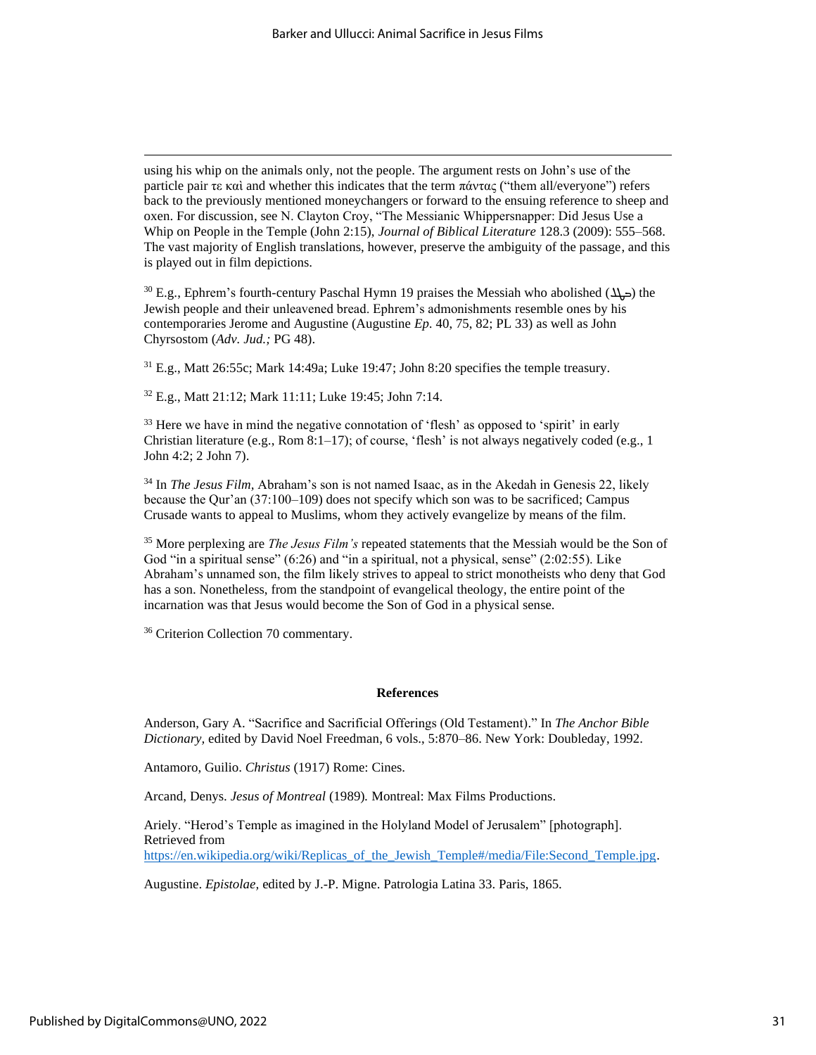using his whip on the animals only, not the people. The argument rests on John's use of the particle pair τε καὶ and whether this indicates that the term πάντας ("them all/everyone") refers back to the previously mentioned moneychangers or forward to the ensuing reference to sheep and oxen. For discussion, see N. Clayton Croy, "The Messianic Whippersnapper: Did Jesus Use a Whip on People in the Temple (John 2:15), *Journal of Biblical Literature* 128.3 (2009): 555–568. The vast majority of English translations, however, preserve the ambiguity of the passage, and this is played out in film depictions.

[30] E.g., Ephrem's fourth-century Paschal Hymn 19 praises the Messiah who abolished (ܒܛܠ) the Jewish people and their unleavened bread. Ephrem's admonishments resemble ones by his contemporaries Jerome and Augustine (Augustine *Ep*. 40, 75, 82; PL 33) as well as John Chyrsostom (*Adv. Jud.;* PG 48).

[31] E.g., Matt 26:55c; Mark 14:49a; Luke 19:47; John 8:20 specifies the temple treasury.

[32] E.g., Matt 21:12; Mark 11:11; Luke 19:45; John 7:14.

[33] Here we have in mind the negative connotation of 'flesh' as opposed to 'spirit' in early Christian literature (e.g., Rom 8:1–17); of course, 'flesh' is not always negatively coded (e.g., 1 John 4:2; 2 John 7).

[34] In *The Jesus Film,* Abraham's son is not named Isaac, as in the Akedah in Genesis 22, likely because the Qur'an (37:100–109) does not specify which son was to be sacrificed; Campus Crusade wants to appeal to Muslims, whom they actively evangelize by means of the film.

[35] More perplexing are *The Jesus Film's* repeated statements that the Messiah would be the Son of God "in a spiritual sense" (6:26) and "in a spiritual, not a physical, sense" (2:02:55). Like Abraham's unnamed son, the film likely strives to appeal to strict monotheists who deny that God has a son. Nonetheless, from the standpoint of evangelical theology, the entire point of the incarnation was that Jesus would become the Son of God in a physical sense.

[36] Criterion Collection 70 commentary.

**References**

Anderson, Gary A. "Sacrifice and Sacrificial Offerings (Old Testament)." In *The Anchor Bible Dictionary,* edited by David Noel Freedman, 6 vols., 5:870–86. New York: Doubleday, 1992.

Antamoro, Guilio. *Christus* (1917) Rome: Cines.

Arcand, Denys. *Jesus of Montreal* (1989)*.* Montreal: Max Films Productions.

Ariely. "Herod's Temple as imagined in the Holyland Model of Jerusalem" [photograph]. Retrieved from https://en.wikipedia.org/wiki/Replicas_of_the_Jewish_Temple#/media/File:Second_Temple.jpg.

Augustine. *Epistolae,* edited by J.-P. Migne. Patrologia Latina 33. Paris, 1865.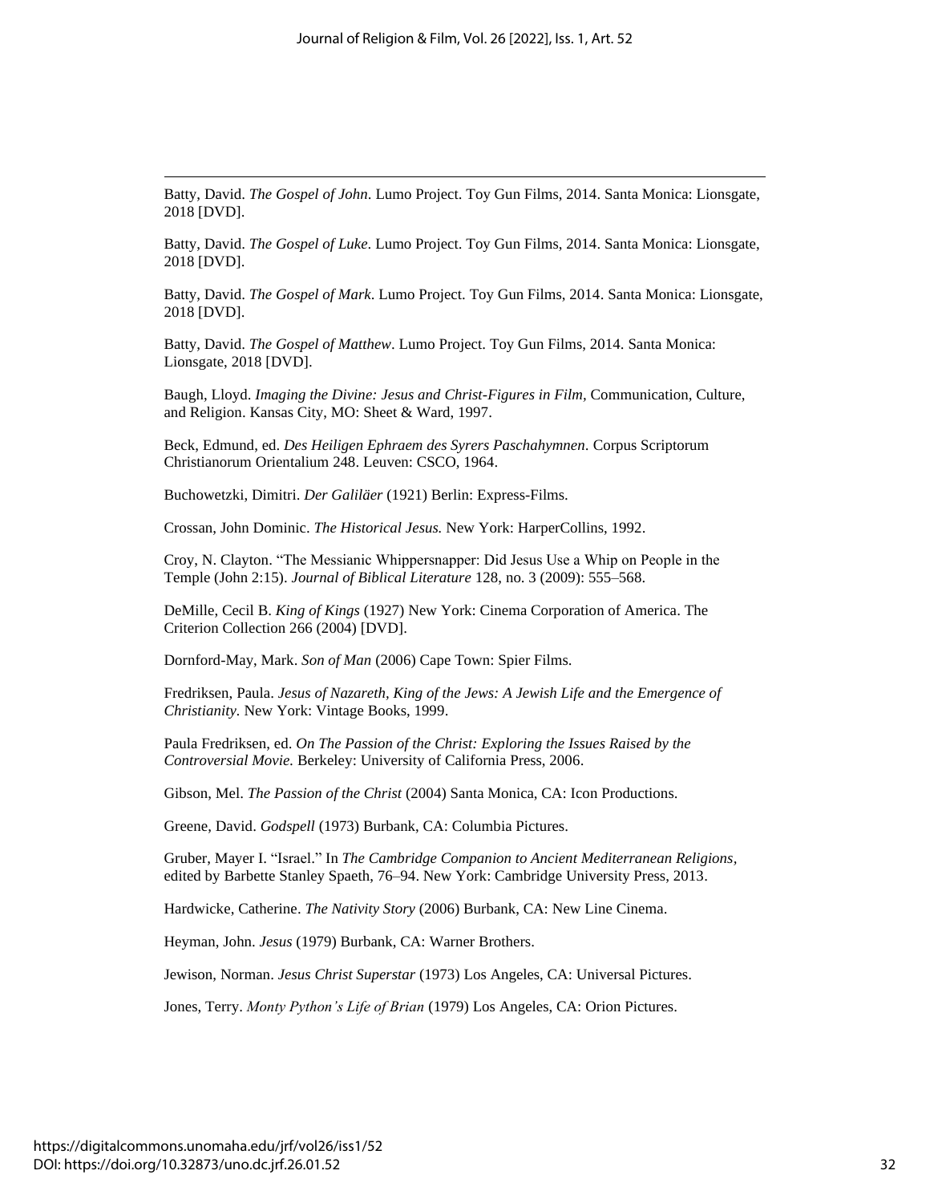Batty, David. *The Gospel of John*. Lumo Project. Toy Gun Films, 2014. Santa Monica: Lionsgate, 2018 [DVD].

Batty, David. *The Gospel of Luke*. Lumo Project. Toy Gun Films, 2014. Santa Monica: Lionsgate, 2018 [DVD].

Batty, David. *The Gospel of Mark*. Lumo Project. Toy Gun Films, 2014. Santa Monica: Lionsgate, 2018 [DVD].

Batty, David. *The Gospel of Matthew*. Lumo Project. Toy Gun Films, 2014. Santa Monica: Lionsgate, 2018 [DVD].

Baugh, Lloyd. *Imaging the Divine: Jesus and Christ-Figures in Film*, Communication, Culture, and Religion. Kansas City, MO: Sheet & Ward, 1997.

Beck, Edmund, ed. *Des Heiligen Ephraem des Syrers Paschahymnen*. Corpus Scriptorum Christianorum Orientalium 248. Leuven: CSCO, 1964.

Buchowetzki, Dimitri. *Der Galiläer* (1921) Berlin: Express-Films.

Crossan, John Dominic. *The Historical Jesus.* New York: HarperCollins, 1992.

Croy, N. Clayton. "The Messianic Whippersnapper: Did Jesus Use a Whip on People in the Temple (John 2:15). *Journal of Biblical Literature* 128, no. 3 (2009): 555–568.

DeMille, Cecil B. *King of Kings* (1927) New York: Cinema Corporation of America. The Criterion Collection 266 (2004) [DVD].

Dornford-May, Mark. *Son of Man* (2006) Cape Town: Spier Films.

Fredriksen, Paula. *Jesus of Nazareth, King of the Jews: A Jewish Life and the Emergence of Christianity.* New York: Vintage Books, 1999.

Paula Fredriksen, ed. *On The Passion of the Christ: Exploring the Issues Raised by the Controversial Movie.* Berkeley: University of California Press, 2006.

Gibson, Mel. *The Passion of the Christ* (2004) Santa Monica, CA: Icon Productions.

Greene, David. *Godspell* (1973) Burbank, CA: Columbia Pictures.

Gruber, Mayer I. "Israel." In *The Cambridge Companion to Ancient Mediterranean Religions*, edited by Barbette Stanley Spaeth, 76–94. New York: Cambridge University Press, 2013.

Hardwicke, Catherine. *The Nativity Story* (2006) Burbank, CA: New Line Cinema.

Heyman, John. *Jesus* (1979) Burbank, CA: Warner Brothers.

Jewison, Norman. *Jesus Christ Superstar* (1973) Los Angeles, CA: Universal Pictures.

Jones, Terry. *Monty Python's Life of Brian* (1979) Los Angeles, CA: Orion Pictures.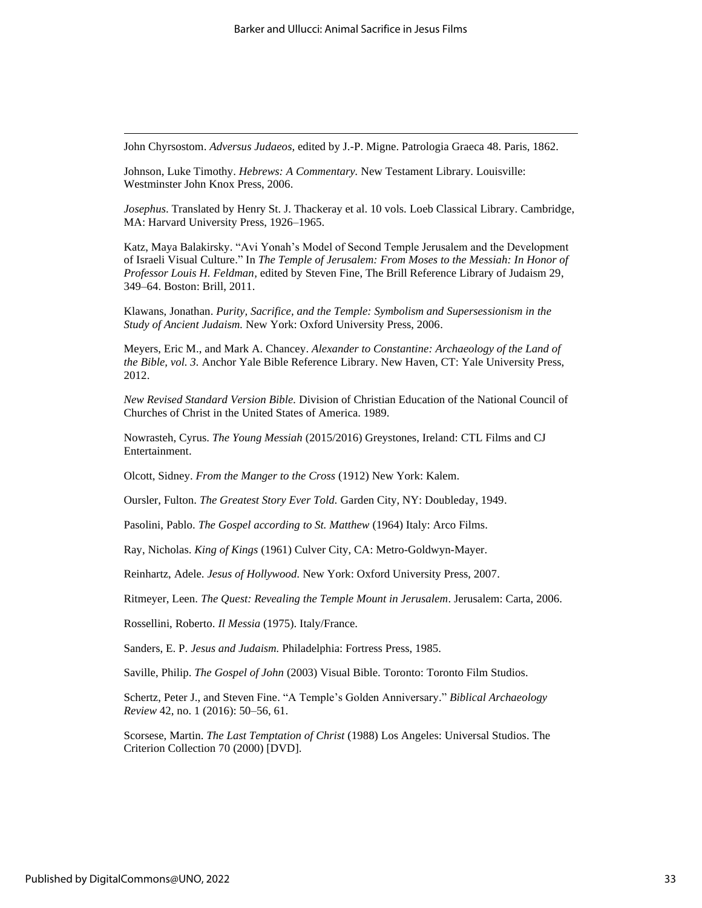John Chyrsostom. *Adversus Judaeos,* edited by J.-P. Migne. Patrologia Graeca 48. Paris, 1862.

Johnson, Luke Timothy. *Hebrews: A Commentary.* New Testament Library. Louisville: Westminster John Knox Press, 2006.

*Josephus*. Translated by Henry St. J. Thackeray et al. 10 vols. Loeb Classical Library. Cambridge, MA: Harvard University Press, 1926–1965.

Katz, Maya Balakirsky. "Avi Yonah's Model of Second Temple Jerusalem and the Development of Israeli Visual Culture." In *The Temple of Jerusalem: From Moses to the Messiah: In Honor of Professor Louis H. Feldman,* edited by Steven Fine, The Brill Reference Library of Judaism 29, 349–64. Boston: Brill, 2011.

Klawans, Jonathan. *Purity, Sacrifice, and the Temple: Symbolism and Supersessionism in the Study of Ancient Judaism.* New York: Oxford University Press, 2006.

Meyers, Eric M., and Mark A. Chancey. *Alexander to Constantine: Archaeology of the Land of the Bible, vol. 3.* Anchor Yale Bible Reference Library. New Haven, CT: Yale University Press, 2012.

*New Revised Standard Version Bible.* Division of Christian Education of the National Council of Churches of Christ in the United States of America. 1989.

Nowrasteh, Cyrus. *The Young Messiah* (2015/2016) Greystones, Ireland: CTL Films and CJ Entertainment.

Olcott, Sidney. *From the Manger to the Cross* (1912) New York: Kalem.

Oursler, Fulton. *The Greatest Story Ever Told.* Garden City, NY: Doubleday, 1949.

Pasolini, Pablo. *The Gospel according to St. Matthew* (1964) Italy: Arco Films.

Ray, Nicholas. *King of Kings* (1961) Culver City, CA: Metro-Goldwyn-Mayer.

Reinhartz, Adele. *Jesus of Hollywood.* New York: Oxford University Press, 2007.

Ritmeyer, Leen. *The Quest: Revealing the Temple Mount in Jerusalem*. Jerusalem: Carta, 2006.

Rossellini, Roberto. *Il Messia* (1975). Italy/France.

Sanders, E. P. *Jesus and Judaism.* Philadelphia: Fortress Press, 1985.

Saville, Philip. *The Gospel of John* (2003) Visual Bible. Toronto: Toronto Film Studios.

Schertz, Peter J., and Steven Fine. "A Temple's Golden Anniversary." *Biblical Archaeology Review* 42, no. 1 (2016): 50–56, 61.

Scorsese, Martin. *The Last Temptation of Christ* (1988) Los Angeles: Universal Studios. The Criterion Collection 70 (2000) [DVD].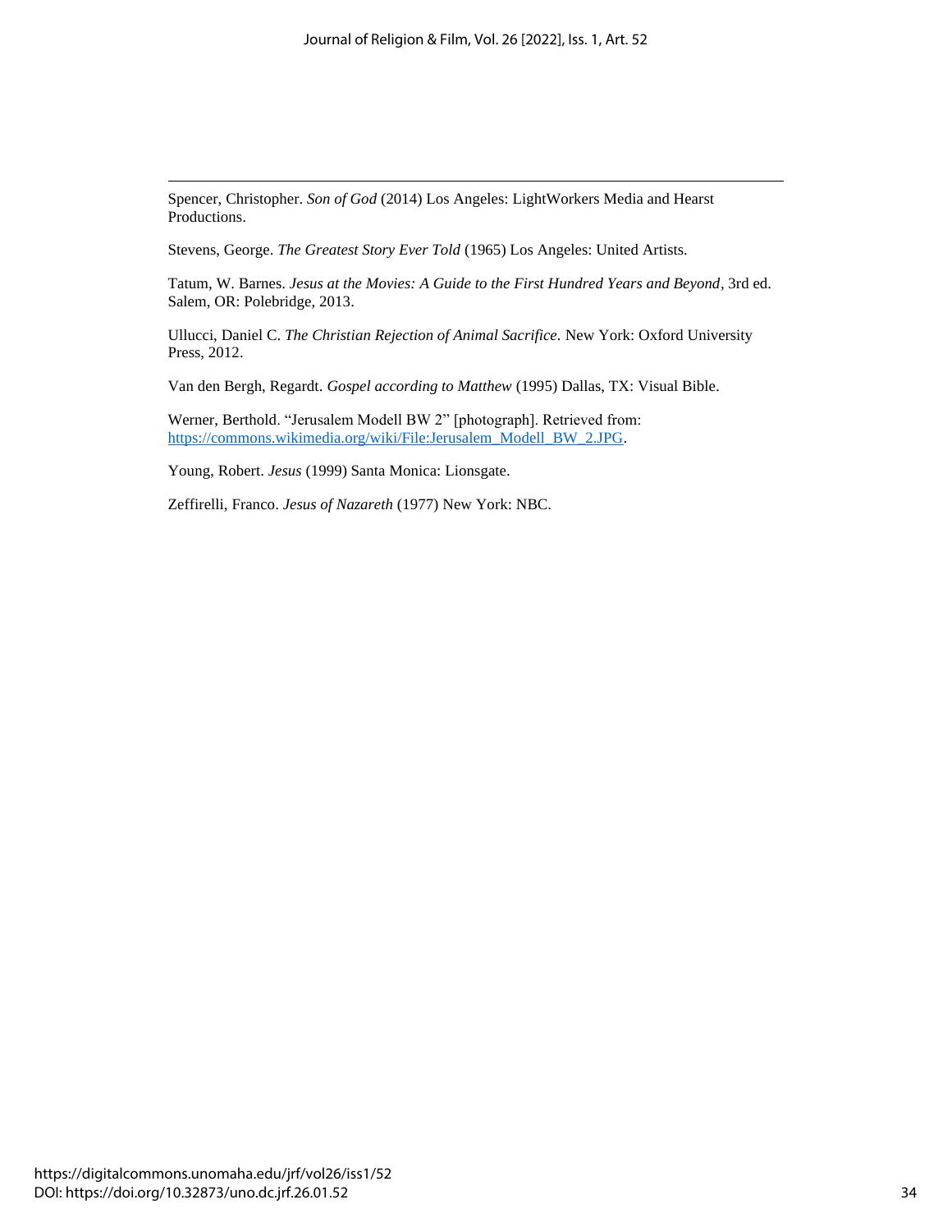Spencer, Christopher. *Son of God* (2014) Los Angeles: LightWorkers Media and Hearst Productions.

Stevens, George. *The Greatest Story Ever Told* (1965) Los Angeles: United Artists.

Tatum, W. Barnes. *Jesus at the Movies: A Guide to the First Hundred Years and Beyond*, 3rd ed. Salem, OR: Polebridge, 2013.

Ullucci, Daniel C. *The Christian Rejection of Animal Sacrifice*. New York: Oxford University Press, 2012.

Van den Bergh, Regardt. *Gospel according to Matthew* (1995) Dallas, TX: Visual Bible.

Werner, Berthold. "Jerusalem Modell BW 2" [photograph]. Retrieved from: https://commons.wikimedia.org/wiki/File:Jerusalem_Modell_BW_2.JPG.

Young, Robert. *Jesus* (1999) Santa Monica: Lionsgate.

Zeffirelli, Franco. *Jesus of Nazareth* (1977) New York: NBC.